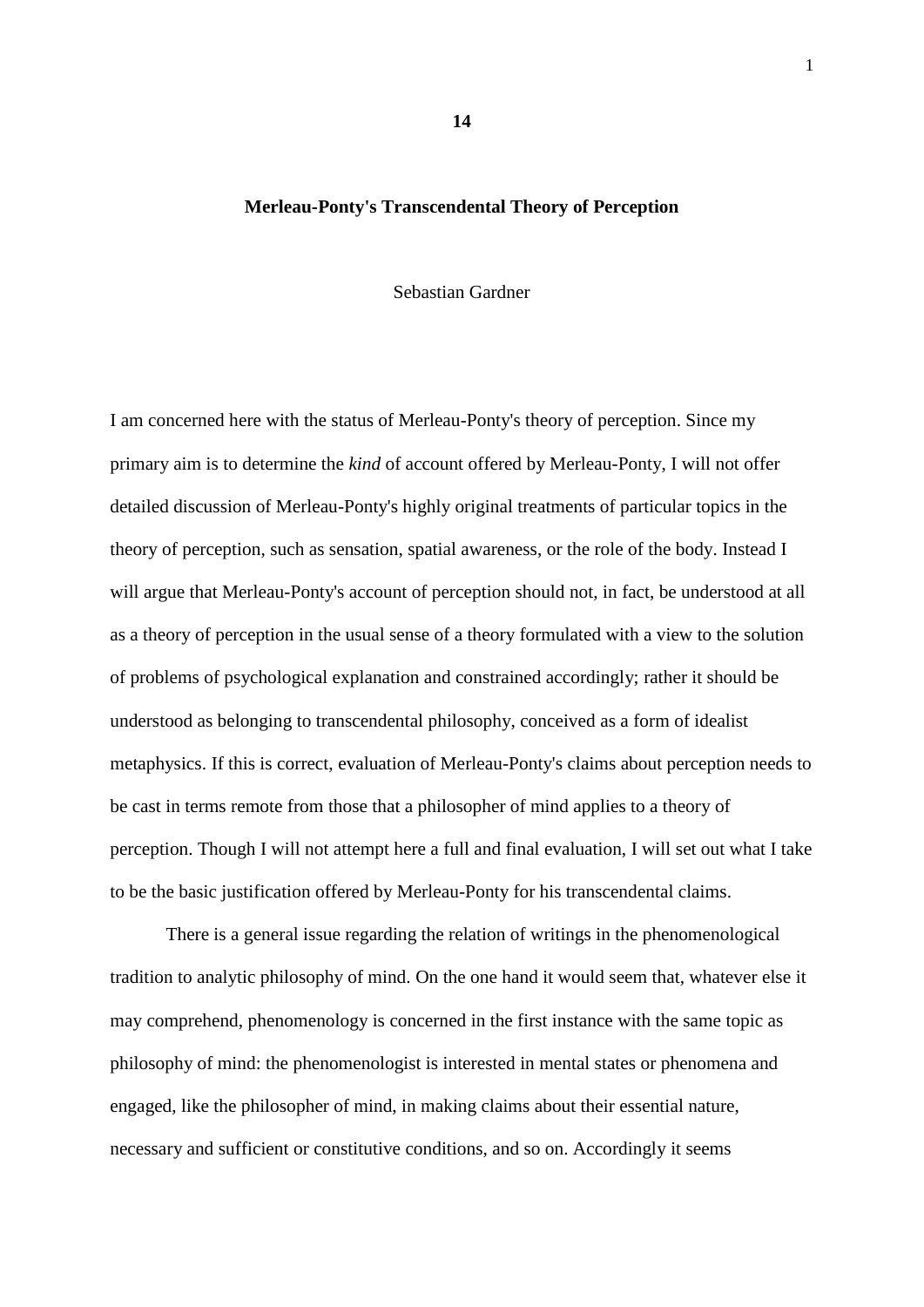**14**

# Merleau-Ponty's Transcendental Theory of Perception

Sebastian Gardner

I am concerned here with the status of Merleau-Ponty's theory of perception. Since my primary aim is to determine the *kind* of account offered by Merleau-Ponty, I will not offer detailed discussion of Merleau-Ponty's highly original treatments of particular topics in the theory of perception, such as sensation, spatial awareness, or the role of the body. Instead I will argue that Merleau-Ponty's account of perception should not, in fact, be understood at all as a theory of perception in the usual sense of a theory formulated with a view to the solution of problems of psychological explanation and constrained accordingly; rather it should be understood as belonging to transcendental philosophy, conceived as a form of idealist metaphysics. If this is correct, evaluation of Merleau-Ponty's claims about perception needs to be cast in terms remote from those that a philosopher of mind applies to a theory of perception. Though I will not attempt here a full and final evaluation, I will set out what I take to be the basic justification offered by Merleau-Ponty for his transcendental claims.

There is a general issue regarding the relation of writings in the phenomenological tradition to analytic philosophy of mind. On the one hand it would seem that, whatever else it may comprehend, phenomenology is concerned in the first instance with the same topic as philosophy of mind: the phenomenologist is interested in mental states or phenomena and engaged, like the philosopher of mind, in making claims about their essential nature, necessary and sufficient or constitutive conditions, and so on. Accordingly it seems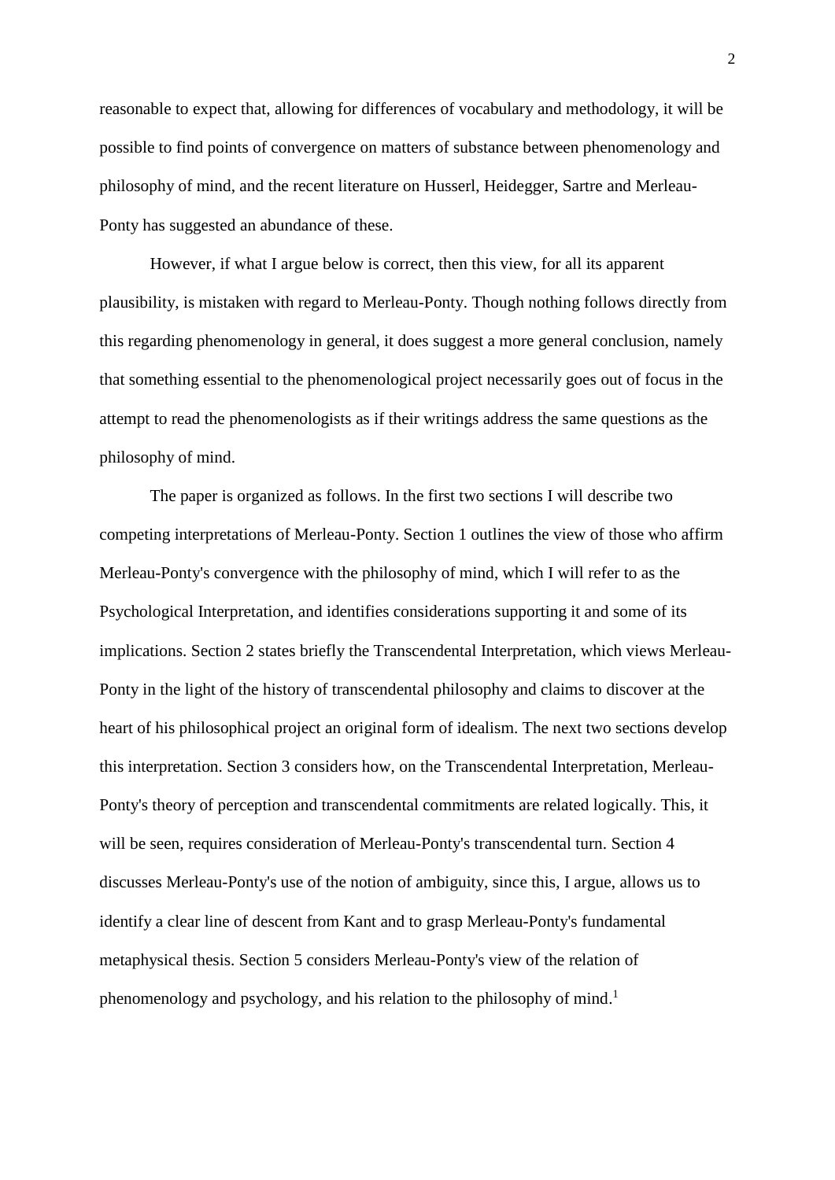reasonable to expect that, allowing for differences of vocabulary and methodology, it will be possible to find points of convergence on matters of substance between phenomenology and philosophy of mind, and the recent literature on Husserl, Heidegger, Sartre and Merleau-Ponty has suggested an abundance of these.

However, if what I argue below is correct, then this view, for all its apparent plausibility, is mistaken with regard to Merleau-Ponty. Though nothing follows directly from this regarding phenomenology in general, it does suggest a more general conclusion, namely that something essential to the phenomenological project necessarily goes out of focus in the attempt to read the phenomenologists as if their writings address the same questions as the philosophy of mind.

The paper is organized as follows. In the first two sections I will describe two competing interpretations of Merleau-Ponty. Section 1 outlines the view of those who affirm Merleau-Ponty's convergence with the philosophy of mind, which I will refer to as the Psychological Interpretation, and identifies considerations supporting it and some of its implications. Section 2 states briefly the Transcendental Interpretation, which views Merleau-Ponty in the light of the history of transcendental philosophy and claims to discover at the heart of his philosophical project an original form of idealism. The next two sections develop this interpretation. Section 3 considers how, on the Transcendental Interpretation, Merleau-Ponty's theory of perception and transcendental commitments are related logically. This, it will be seen, requires consideration of Merleau-Ponty's transcendental turn. Section 4 discusses Merleau-Ponty's use of the notion of ambiguity, since this, I argue, allows us to identify a clear line of descent from Kant and to grasp Merleau-Ponty's fundamental metaphysical thesis. Section 5 considers Merleau-Ponty's view of the relation of phenomenology and psychology, and his relation to the philosophy of mind.[1]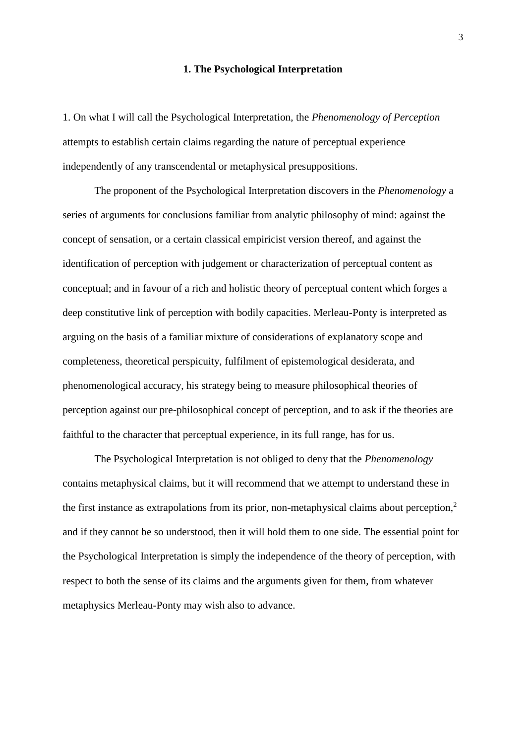## 1. The Psychological Interpretation

1. On what I will call the Psychological Interpretation, the *Phenomenology of Perception* attempts to establish certain claims regarding the nature of perceptual experience independently of any transcendental or metaphysical presuppositions.

The proponent of the Psychological Interpretation discovers in the *Phenomenology* a series of arguments for conclusions familiar from analytic philosophy of mind: against the concept of sensation, or a certain classical empiricist version thereof, and against the identification of perception with judgement or characterization of perceptual content as conceptual; and in favour of a rich and holistic theory of perceptual content which forges a deep constitutive link of perception with bodily capacities. Merleau-Ponty is interpreted as arguing on the basis of a familiar mixture of considerations of explanatory scope and completeness, theoretical perspicuity, fulfilment of epistemological desiderata, and phenomenological accuracy, his strategy being to measure philosophical theories of perception against our pre-philosophical concept of perception, and to ask if the theories are faithful to the character that perceptual experience, in its full range, has for us.

The Psychological Interpretation is not obliged to deny that the *Phenomenology* contains metaphysical claims, but it will recommend that we attempt to understand these in the first instance as extrapolations from its prior, non-metaphysical claims about perception,[2] and if they cannot be so understood, then it will hold them to one side. The essential point for the Psychological Interpretation is simply the independence of the theory of perception, with respect to both the sense of its claims and the arguments given for them, from whatever metaphysics Merleau-Ponty may wish also to advance.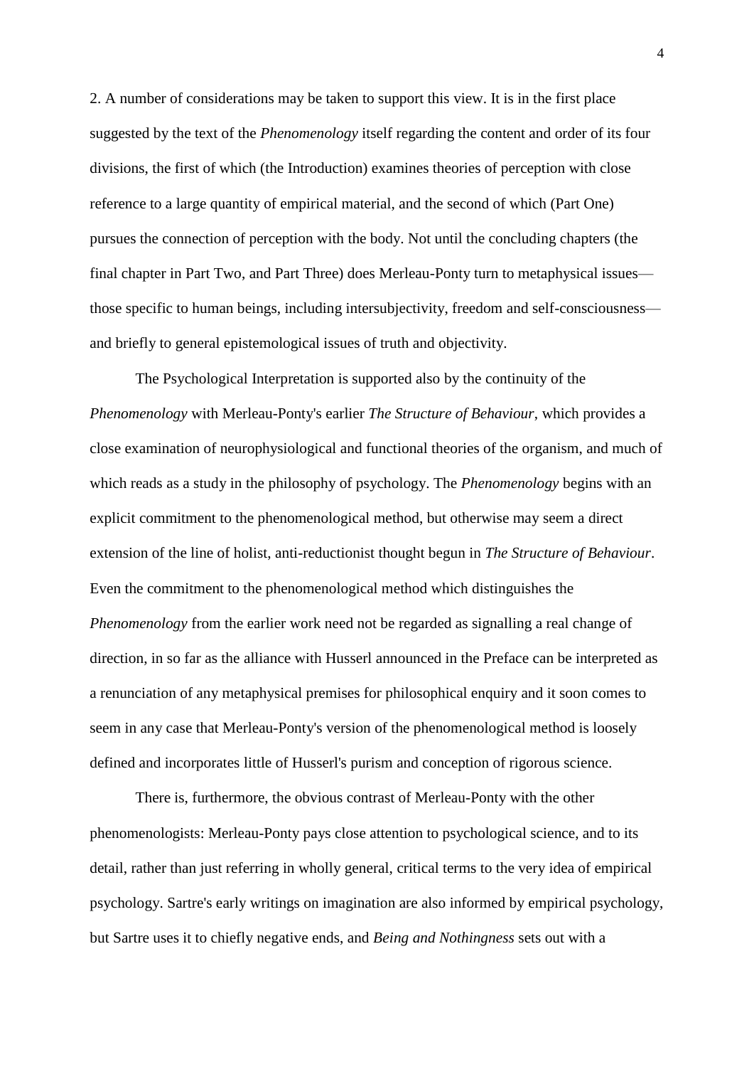2. A number of considerations may be taken to support this view. It is in the first place suggested by the text of the *Phenomenology* itself regarding the content and order of its four divisions, the first of which (the Introduction) examines theories of perception with close reference to a large quantity of empirical material, and the second of which (Part One) pursues the connection of perception with the body. Not until the concluding chapters (the final chapter in Part Two, and Part Three) does Merleau-Ponty turn to metaphysical issues—those specific to human beings, including intersubjectivity, freedom and self-consciousness—and briefly to general epistemological issues of truth and objectivity.

The Psychological Interpretation is supported also by the continuity of the *Phenomenology* with Merleau-Ponty's earlier *The Structure of Behaviour*, which provides a close examination of neurophysiological and functional theories of the organism, and much of which reads as a study in the philosophy of psychology. The *Phenomenology* begins with an explicit commitment to the phenomenological method, but otherwise may seem a direct extension of the line of holist, anti-reductionist thought begun in *The Structure of Behaviour*. Even the commitment to the phenomenological method which distinguishes the *Phenomenology* from the earlier work need not be regarded as signalling a real change of direction, in so far as the alliance with Husserl announced in the Preface can be interpreted as a renunciation of any metaphysical premises for philosophical enquiry and it soon comes to seem in any case that Merleau-Ponty's version of the phenomenological method is loosely defined and incorporates little of Husserl's purism and conception of rigorous science.

There is, furthermore, the obvious contrast of Merleau-Ponty with the other phenomenologists: Merleau-Ponty pays close attention to psychological science, and to its detail, rather than just referring in wholly general, critical terms to the very idea of empirical psychology. Sartre's early writings on imagination are also informed by empirical psychology, but Sartre uses it to chiefly negative ends, and *Being and Nothingness* sets out with a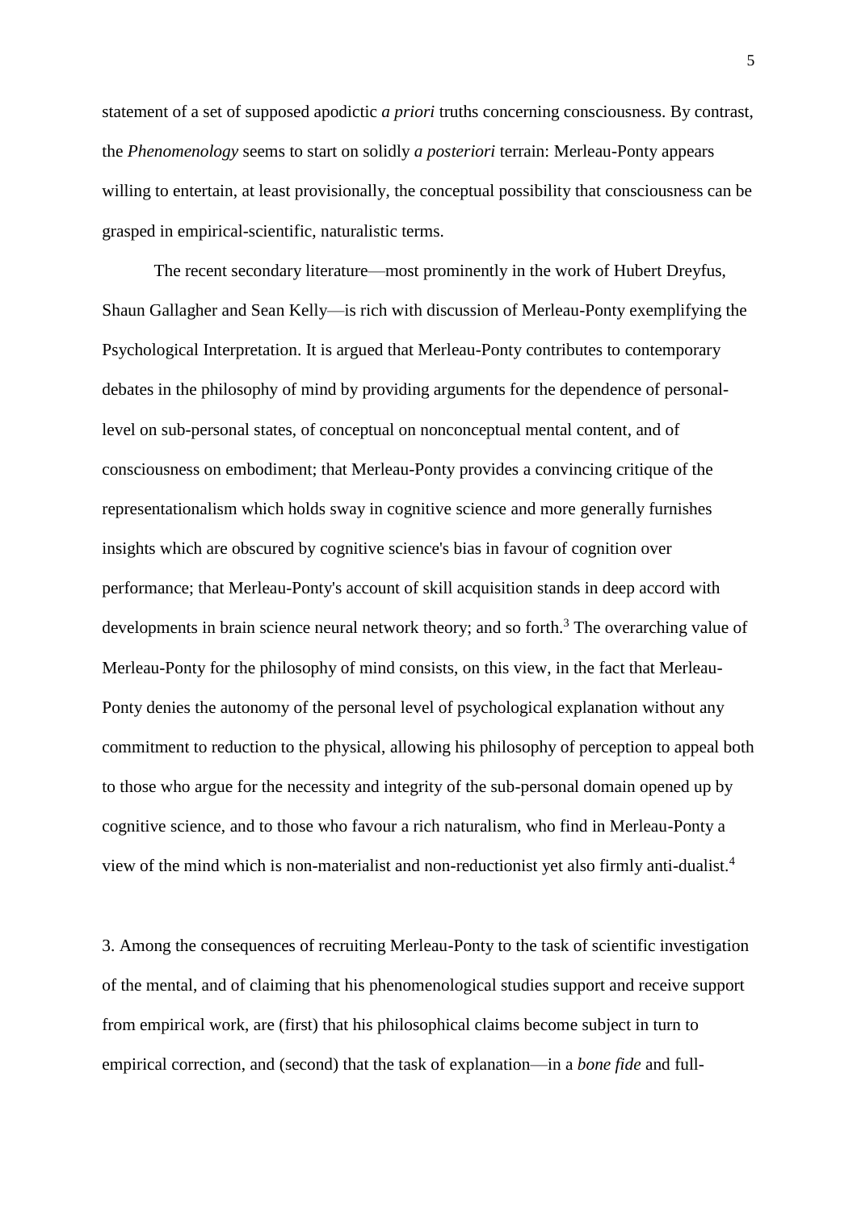statement of a set of supposed apodictic *a priori* truths concerning consciousness. By contrast, the *Phenomenology* seems to start on solidly *a posteriori* terrain: Merleau-Ponty appears willing to entertain, at least provisionally, the conceptual possibility that consciousness can be grasped in empirical-scientific, naturalistic terms.

The recent secondary literature—most prominently in the work of Hubert Dreyfus, Shaun Gallagher and Sean Kelly—is rich with discussion of Merleau-Ponty exemplifying the Psychological Interpretation. It is argued that Merleau-Ponty contributes to contemporary debates in the philosophy of mind by providing arguments for the dependence of personal-level on sub-personal states, of conceptual on nonconceptual mental content, and of consciousness on embodiment; that Merleau-Ponty provides a convincing critique of the representationalism which holds sway in cognitive science and more generally furnishes insights which are obscured by cognitive science's bias in favour of cognition over performance; that Merleau-Ponty's account of skill acquisition stands in deep accord with developments in brain science neural network theory; and so forth.[3] The overarching value of Merleau-Ponty for the philosophy of mind consists, on this view, in the fact that Merleau-Ponty denies the autonomy of the personal level of psychological explanation without any commitment to reduction to the physical, allowing his philosophy of perception to appeal both to those who argue for the necessity and integrity of the sub-personal domain opened up by cognitive science, and to those who favour a rich naturalism, who find in Merleau-Ponty a view of the mind which is non-materialist and non-reductionist yet also firmly anti-dualist.[4]

3. Among the consequences of recruiting Merleau-Ponty to the task of scientific investigation of the mental, and of claiming that his phenomenological studies support and receive support from empirical work, are (first) that his philosophical claims become subject in turn to empirical correction, and (second) that the task of explanation—in a *bone fide* and full-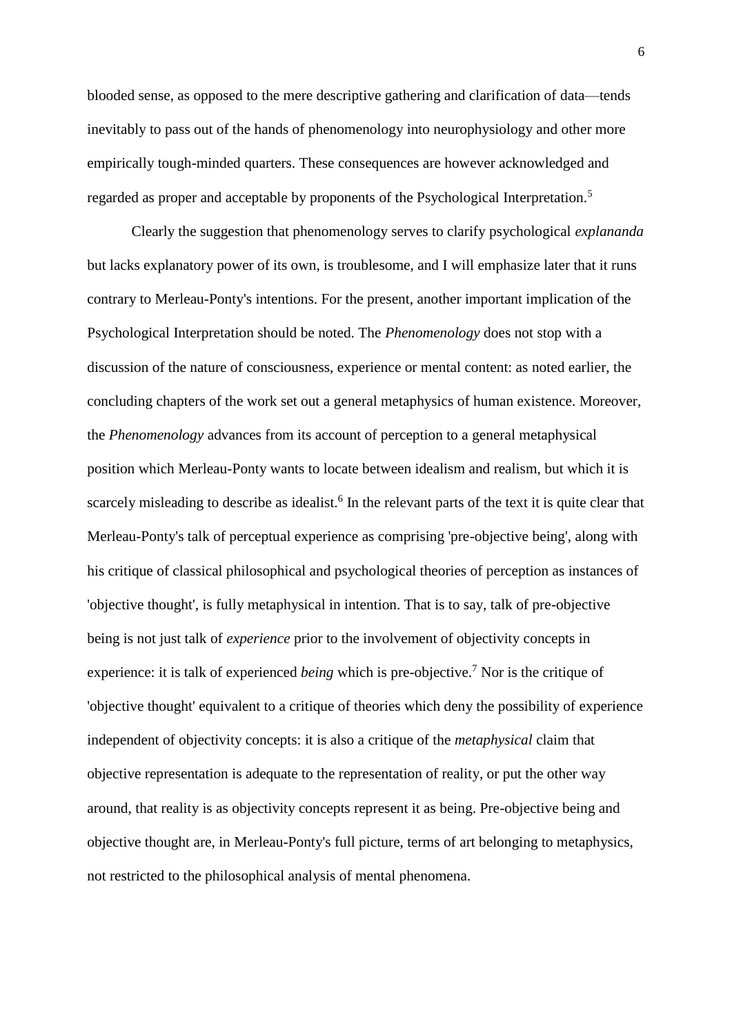blooded sense, as opposed to the mere descriptive gathering and clarification of data—tends inevitably to pass out of the hands of phenomenology into neurophysiology and other more empirically tough-minded quarters. These consequences are however acknowledged and regarded as proper and acceptable by proponents of the Psychological Interpretation.[5]

Clearly the suggestion that phenomenology serves to clarify psychological *explananda* but lacks explanatory power of its own, is troublesome, and I will emphasize later that it runs contrary to Merleau-Ponty's intentions. For the present, another important implication of the Psychological Interpretation should be noted. The *Phenomenology* does not stop with a discussion of the nature of consciousness, experience or mental content: as noted earlier, the concluding chapters of the work set out a general metaphysics of human existence. Moreover, the *Phenomenology* advances from its account of perception to a general metaphysical position which Merleau-Ponty wants to locate between idealism and realism, but which it is scarcely misleading to describe as idealist.[6] In the relevant parts of the text it is quite clear that Merleau-Ponty's talk of perceptual experience as comprising 'pre-objective being', along with his critique of classical philosophical and psychological theories of perception as instances of 'objective thought', is fully metaphysical in intention. That is to say, talk of pre-objective being is not just talk of *experience* prior to the involvement of objectivity concepts in experience: it is talk of experienced *being* which is pre-objective.[7] Nor is the critique of 'objective thought' equivalent to a critique of theories which deny the possibility of experience independent of objectivity concepts: it is also a critique of the *metaphysical* claim that objective representation is adequate to the representation of reality, or put the other way around, that reality is as objectivity concepts represent it as being. Pre-objective being and objective thought are, in Merleau-Ponty's full picture, terms of art belonging to metaphysics, not restricted to the philosophical analysis of mental phenomena.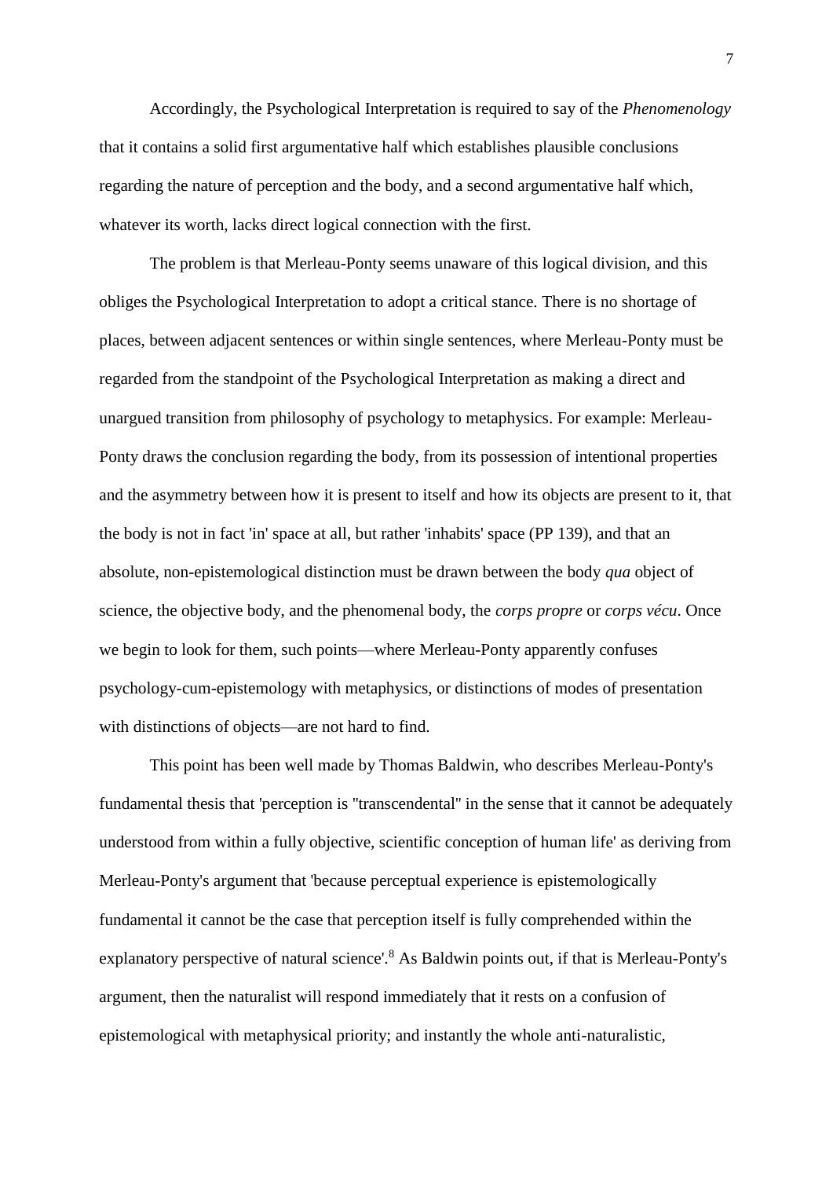Accordingly, the Psychological Interpretation is required to say of the *Phenomenology* that it contains a solid first argumentative half which establishes plausible conclusions regarding the nature of perception and the body, and a second argumentative half which, whatever its worth, lacks direct logical connection with the first.

The problem is that Merleau-Ponty seems unaware of this logical division, and this obliges the Psychological Interpretation to adopt a critical stance. There is no shortage of places, between adjacent sentences or within single sentences, where Merleau-Ponty must be regarded from the standpoint of the Psychological Interpretation as making a direct and unargued transition from philosophy of psychology to metaphysics. For example: Merleau-Ponty draws the conclusion regarding the body, from its possession of intentional properties and the asymmetry between how it is present to itself and how its objects are present to it, that the body is not in fact 'in' space at all, but rather 'inhabits' space (PP 139), and that an absolute, non-epistemological distinction must be drawn between the body *qua* object of science, the objective body, and the phenomenal body, the *corps propre* or *corps vécu*. Once we begin to look for them, such points—where Merleau-Ponty apparently confuses psychology-cum-epistemology with metaphysics, or distinctions of modes of presentation with distinctions of objects—are not hard to find.

This point has been well made by Thomas Baldwin, who describes Merleau-Ponty's fundamental thesis that 'perception is "transcendental" in the sense that it cannot be adequately understood from within a fully objective, scientific conception of human life' as deriving from Merleau-Ponty's argument that 'because perceptual experience is epistemologically fundamental it cannot be the case that perception itself is fully comprehended within the explanatory perspective of natural science'.[8] As Baldwin points out, if that is Merleau-Ponty's argument, then the naturalist will respond immediately that it rests on a confusion of epistemological with metaphysical priority; and instantly the whole anti-naturalistic,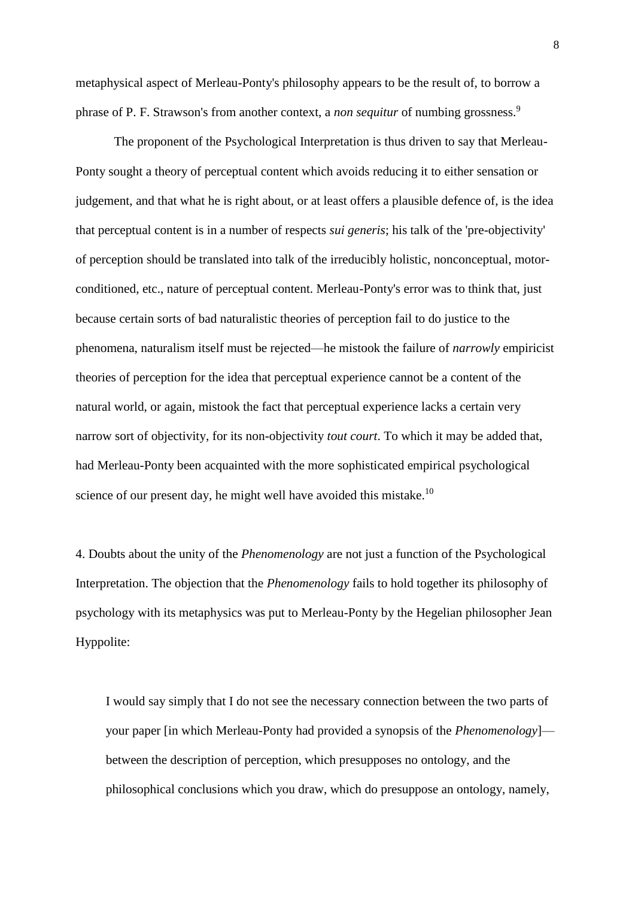metaphysical aspect of Merleau-Ponty's philosophy appears to be the result of, to borrow a phrase of P. F. Strawson's from another context, a *non sequitur* of numbing grossness.[9]

The proponent of the Psychological Interpretation is thus driven to say that Merleau-Ponty sought a theory of perceptual content which avoids reducing it to either sensation or judgement, and that what he is right about, or at least offers a plausible defence of, is the idea that perceptual content is in a number of respects *sui generis*; his talk of the 'pre-objectivity' of perception should be translated into talk of the irreducibly holistic, nonconceptual, motor-conditioned, etc., nature of perceptual content. Merleau-Ponty's error was to think that, just because certain sorts of bad naturalistic theories of perception fail to do justice to the phenomena, naturalism itself must be rejected—he mistook the failure of *narrowly* empiricist theories of perception for the idea that perceptual experience cannot be a content of the natural world, or again, mistook the fact that perceptual experience lacks a certain very narrow sort of objectivity, for its non-objectivity *tout court*. To which it may be added that, had Merleau-Ponty been acquainted with the more sophisticated empirical psychological science of our present day, he might well have avoided this mistake.[10]

4. Doubts about the unity of the *Phenomenology* are not just a function of the Psychological Interpretation. The objection that the *Phenomenology* fails to hold together its philosophy of psychology with its metaphysics was put to Merleau-Ponty by the Hegelian philosopher Jean Hyppolite:

> I would say simply that I do not see the necessary connection between the two parts of your paper [in which Merleau-Ponty had provided a synopsis of the *Phenomenology*]—between the description of perception, which presupposes no ontology, and the philosophical conclusions which you draw, which do presuppose an ontology, namely,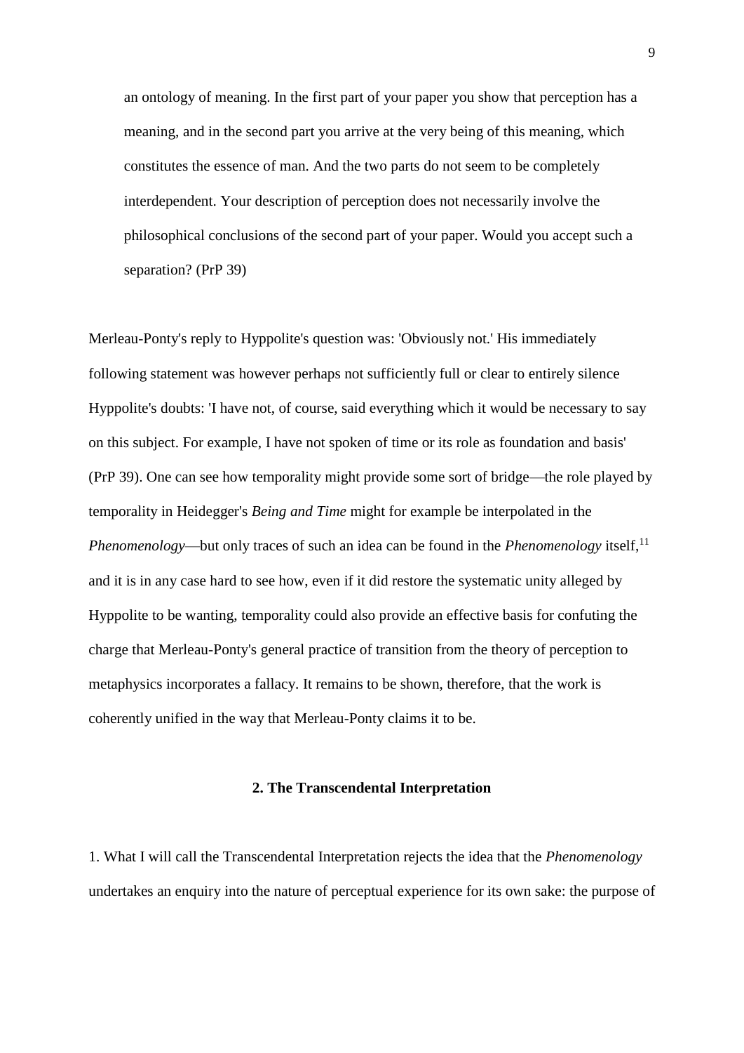> an ontology of meaning. In the first part of your paper you show that perception has a meaning, and in the second part you arrive at the very being of this meaning, which constitutes the essence of man. And the two parts do not seem to be completely interdependent. Your description of perception does not necessarily involve the philosophical conclusions of the second part of your paper. Would you accept such a separation? (PrP 39)

Merleau-Ponty's reply to Hyppolite's question was: 'Obviously not.' His immediately following statement was however perhaps not sufficiently full or clear to entirely silence Hyppolite's doubts: 'I have not, of course, said everything which it would be necessary to say on this subject. For example, I have not spoken of time or its role as foundation and basis' (PrP 39). One can see how temporality might provide some sort of bridge—the role played by temporality in Heidegger's *Being and Time* might for example be interpolated in the *Phenomenology*—but only traces of such an idea can be found in the *Phenomenology* itself,[11] and it is in any case hard to see how, even if it did restore the systematic unity alleged by Hyppolite to be wanting, temporality could also provide an effective basis for confuting the charge that Merleau-Ponty's general practice of transition from the theory of perception to metaphysics incorporates a fallacy. It remains to be shown, therefore, that the work is coherently unified in the way that Merleau-Ponty claims it to be.

## 2. The Transcendental Interpretation

1. What I will call the Transcendental Interpretation rejects the idea that the *Phenomenology* undertakes an enquiry into the nature of perceptual experience for its own sake: the purpose of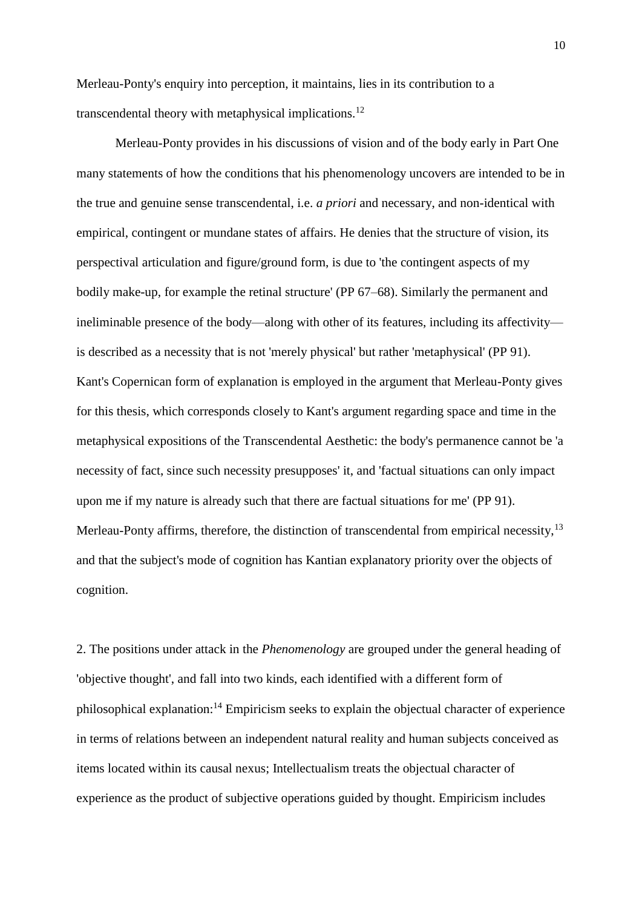Merleau-Ponty's enquiry into perception, it maintains, lies in its contribution to a transcendental theory with metaphysical implications.[12]

Merleau-Ponty provides in his discussions of vision and of the body early in Part One many statements of how the conditions that his phenomenology uncovers are intended to be in the true and genuine sense transcendental, i.e. *a priori* and necessary, and non-identical with empirical, contingent or mundane states of affairs. He denies that the structure of vision, its perspectival articulation and figure/ground form, is due to 'the contingent aspects of my bodily make-up, for example the retinal structure' (PP 67–68). Similarly the permanent and ineliminable presence of the body—along with other of its features, including its affectivity—is described as a necessity that is not 'merely physical' but rather 'metaphysical' (PP 91). Kant's Copernican form of explanation is employed in the argument that Merleau-Ponty gives for this thesis, which corresponds closely to Kant's argument regarding space and time in the metaphysical expositions of the Transcendental Aesthetic: the body's permanence cannot be 'a necessity of fact, since such necessity presupposes' it, and 'factual situations can only impact upon me if my nature is already such that there are factual situations for me' (PP 91). Merleau-Ponty affirms, therefore, the distinction of transcendental from empirical necessity,[13] and that the subject's mode of cognition has Kantian explanatory priority over the objects of cognition.

2. The positions under attack in the *Phenomenology* are grouped under the general heading of 'objective thought', and fall into two kinds, each identified with a different form of philosophical explanation:[14] Empiricism seeks to explain the objectual character of experience in terms of relations between an independent natural reality and human subjects conceived as items located within its causal nexus; Intellectualism treats the objectual character of experience as the product of subjective operations guided by thought. Empiricism includes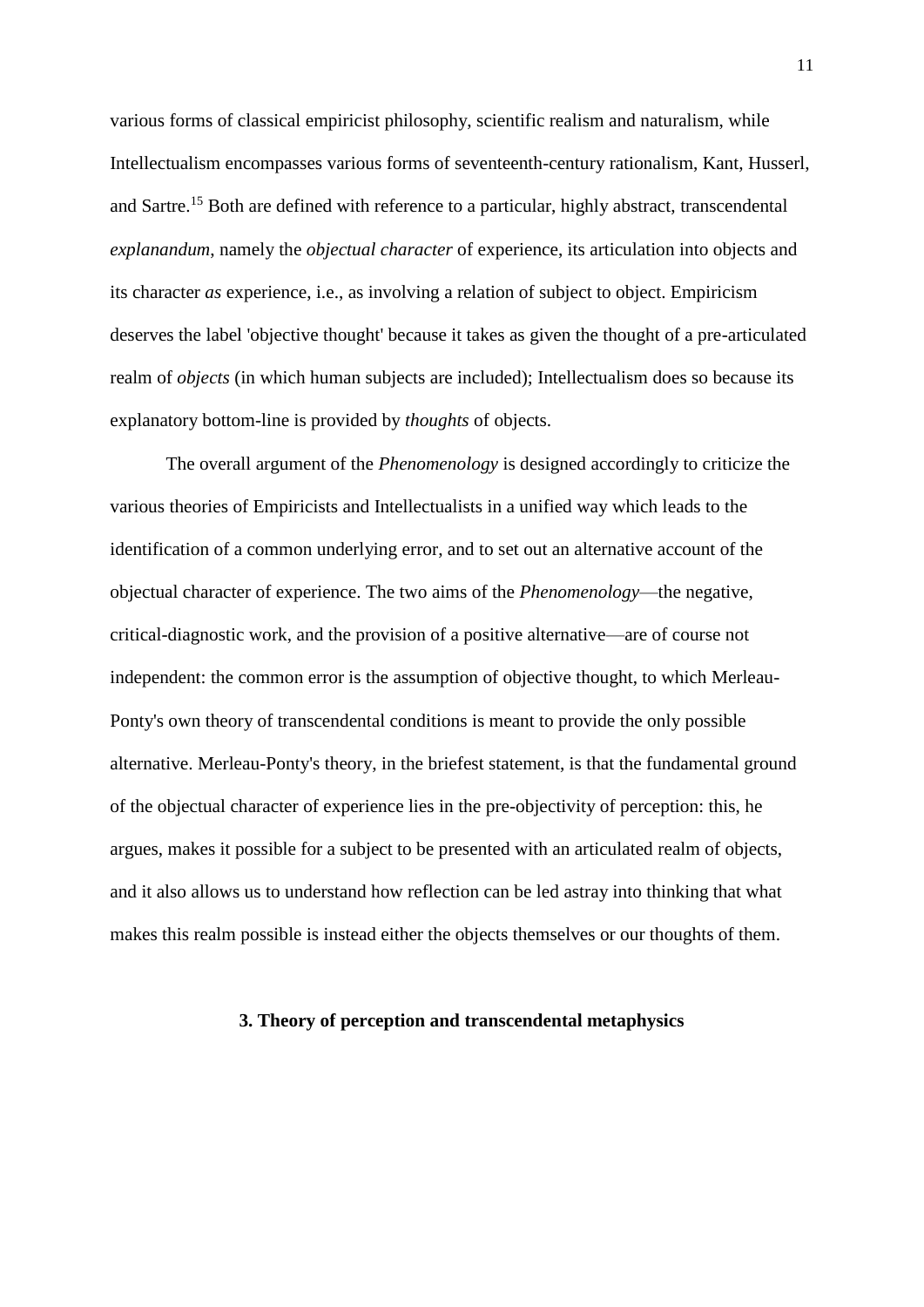various forms of classical empiricist philosophy, scientific realism and naturalism, while Intellectualism encompasses various forms of seventeenth-century rationalism, Kant, Husserl, and Sartre.[15] Both are defined with reference to a particular, highly abstract, transcendental *explanandum*, namely the *objectual character* of experience, its articulation into objects and its character *as* experience, i.e., as involving a relation of subject to object. Empiricism deserves the label 'objective thought' because it takes as given the thought of a pre-articulated realm of *objects* (in which human subjects are included); Intellectualism does so because its explanatory bottom-line is provided by *thoughts* of objects.

The overall argument of the *Phenomenology* is designed accordingly to criticize the various theories of Empiricists and Intellectualists in a unified way which leads to the identification of a common underlying error, and to set out an alternative account of the objectual character of experience. The two aims of the *Phenomenology*—the negative, critical-diagnostic work, and the provision of a positive alternative—are of course not independent: the common error is the assumption of objective thought, to which Merleau-Ponty's own theory of transcendental conditions is meant to provide the only possible alternative. Merleau-Ponty's theory, in the briefest statement, is that the fundamental ground of the objectual character of experience lies in the pre-objectivity of perception: this, he argues, makes it possible for a subject to be presented with an articulated realm of objects, and it also allows us to understand how reflection can be led astray into thinking that what makes this realm possible is instead either the objects themselves or our thoughts of them.

## 3. Theory of perception and transcendental metaphysics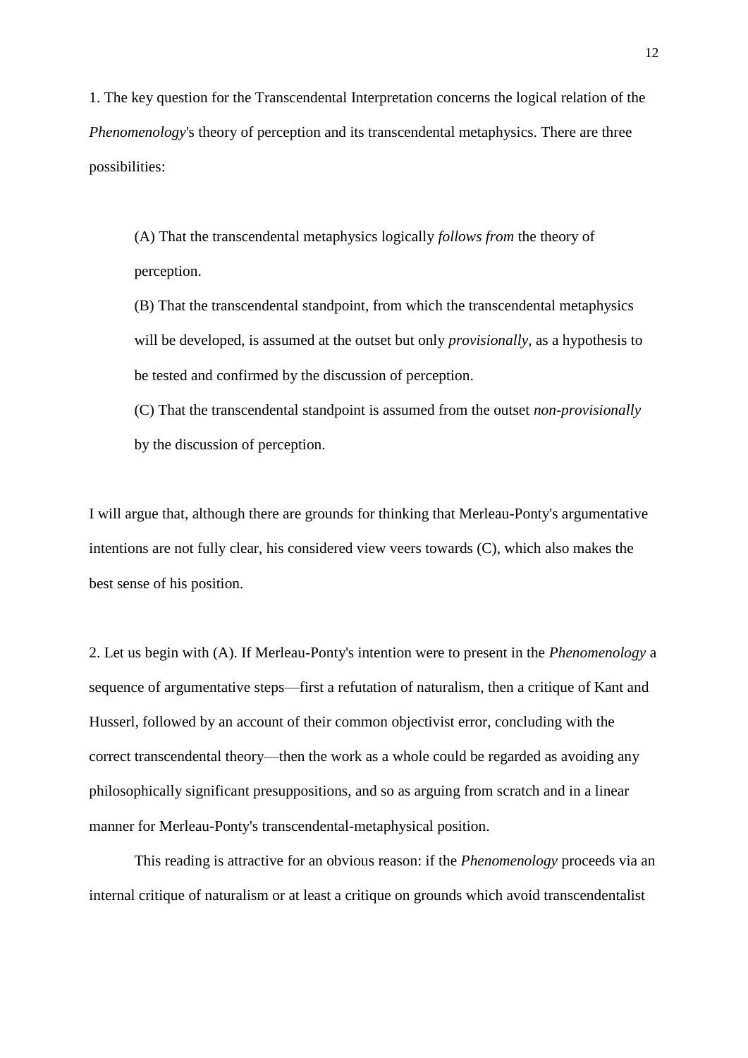1. The key question for the Transcendental Interpretation concerns the logical relation of the *Phenomenology*'s theory of perception and its transcendental metaphysics. There are three possibilities:

> (A) That the transcendental metaphysics logically *follows from* the theory of perception.
>
> (B) That the transcendental standpoint, from which the transcendental metaphysics will be developed, is assumed at the outset but only *provisionally*, as a hypothesis to be tested and confirmed by the discussion of perception.
>
> (C) That the transcendental standpoint is assumed from the outset *non-provisionally* by the discussion of perception.

I will argue that, although there are grounds for thinking that Merleau-Ponty's argumentative intentions are not fully clear, his considered view veers towards (C), which also makes the best sense of his position.

2. Let us begin with (A). If Merleau-Ponty's intention were to present in the *Phenomenology* a sequence of argumentative steps—first a refutation of naturalism, then a critique of Kant and Husserl, followed by an account of their common objectivist error, concluding with the correct transcendental theory—then the work as a whole could be regarded as avoiding any philosophically significant presuppositions, and so as arguing from scratch and in a linear manner for Merleau-Ponty's transcendental-metaphysical position.

This reading is attractive for an obvious reason: if the *Phenomenology* proceeds via an internal critique of naturalism or at least a critique on grounds which avoid transcendentalist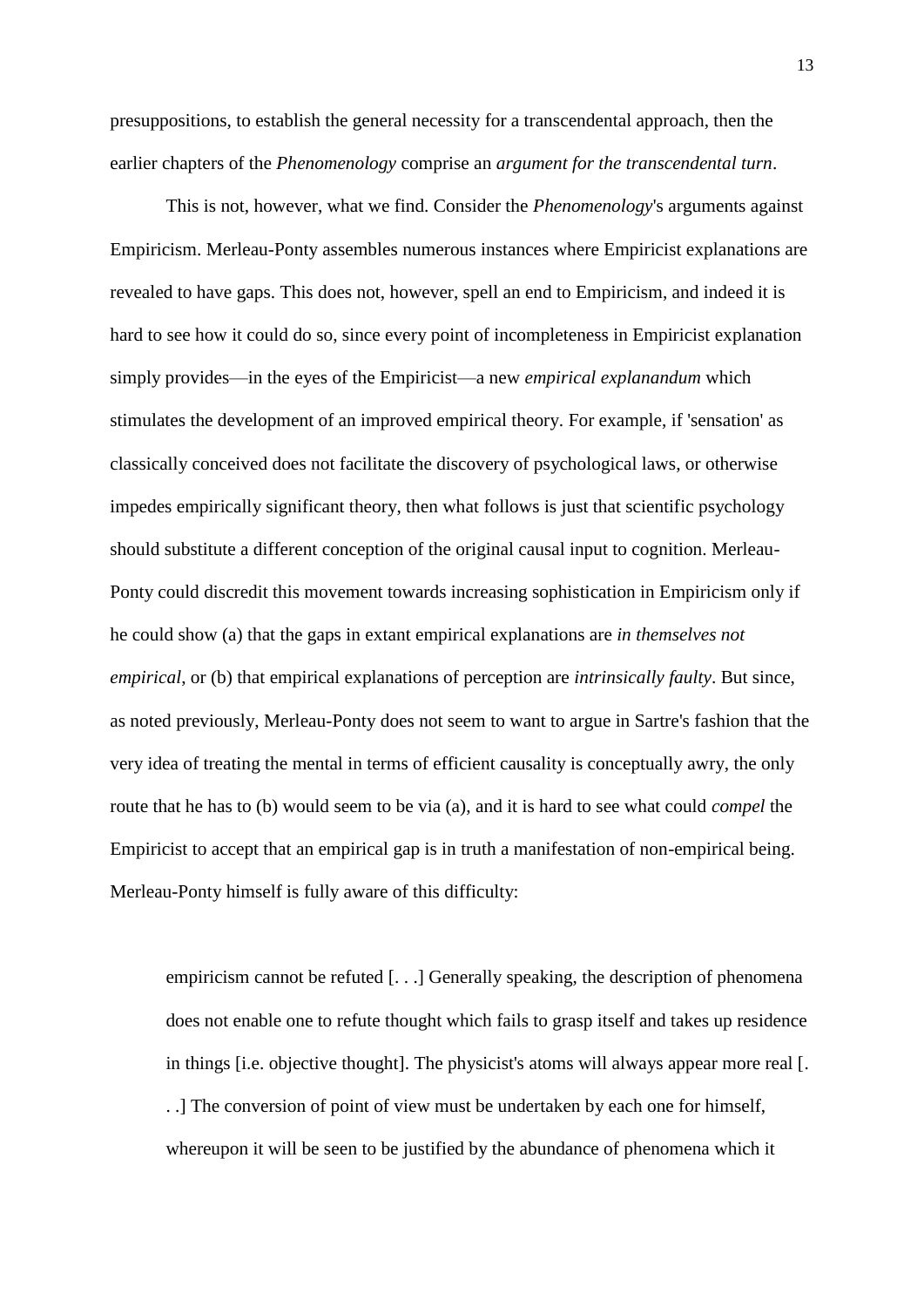presuppositions, to establish the general necessity for a transcendental approach, then the earlier chapters of the *Phenomenology* comprise an *argument for the transcendental turn*.

This is not, however, what we find. Consider the *Phenomenology*'s arguments against Empiricism. Merleau-Ponty assembles numerous instances where Empiricist explanations are revealed to have gaps. This does not, however, spell an end to Empiricism, and indeed it is hard to see how it could do so, since every point of incompleteness in Empiricist explanation simply provides—in the eyes of the Empiricist—a new *empirical explanandum* which stimulates the development of an improved empirical theory. For example, if 'sensation' as classically conceived does not facilitate the discovery of psychological laws, or otherwise impedes empirically significant theory, then what follows is just that scientific psychology should substitute a different conception of the original causal input to cognition. Merleau-Ponty could discredit this movement towards increasing sophistication in Empiricism only if he could show (a) that the gaps in extant empirical explanations are *in themselves not empirical*, or (b) that empirical explanations of perception are *intrinsically faulty*. But since, as noted previously, Merleau-Ponty does not seem to want to argue in Sartre's fashion that the very idea of treating the mental in terms of efficient causality is conceptually awry, the only route that he has to (b) would seem to be via (a), and it is hard to see what could *compel* the Empiricist to accept that an empirical gap is in truth a manifestation of non-empirical being. Merleau-Ponty himself is fully aware of this difficulty:

> empiricism cannot be refuted [. . .] Generally speaking, the description of phenomena does not enable one to refute thought which fails to grasp itself and takes up residence in things [i.e. objective thought]. The physicist's atoms will always appear more real [. . .] The conversion of point of view must be undertaken by each one for himself, whereupon it will be seen to be justified by the abundance of phenomena which it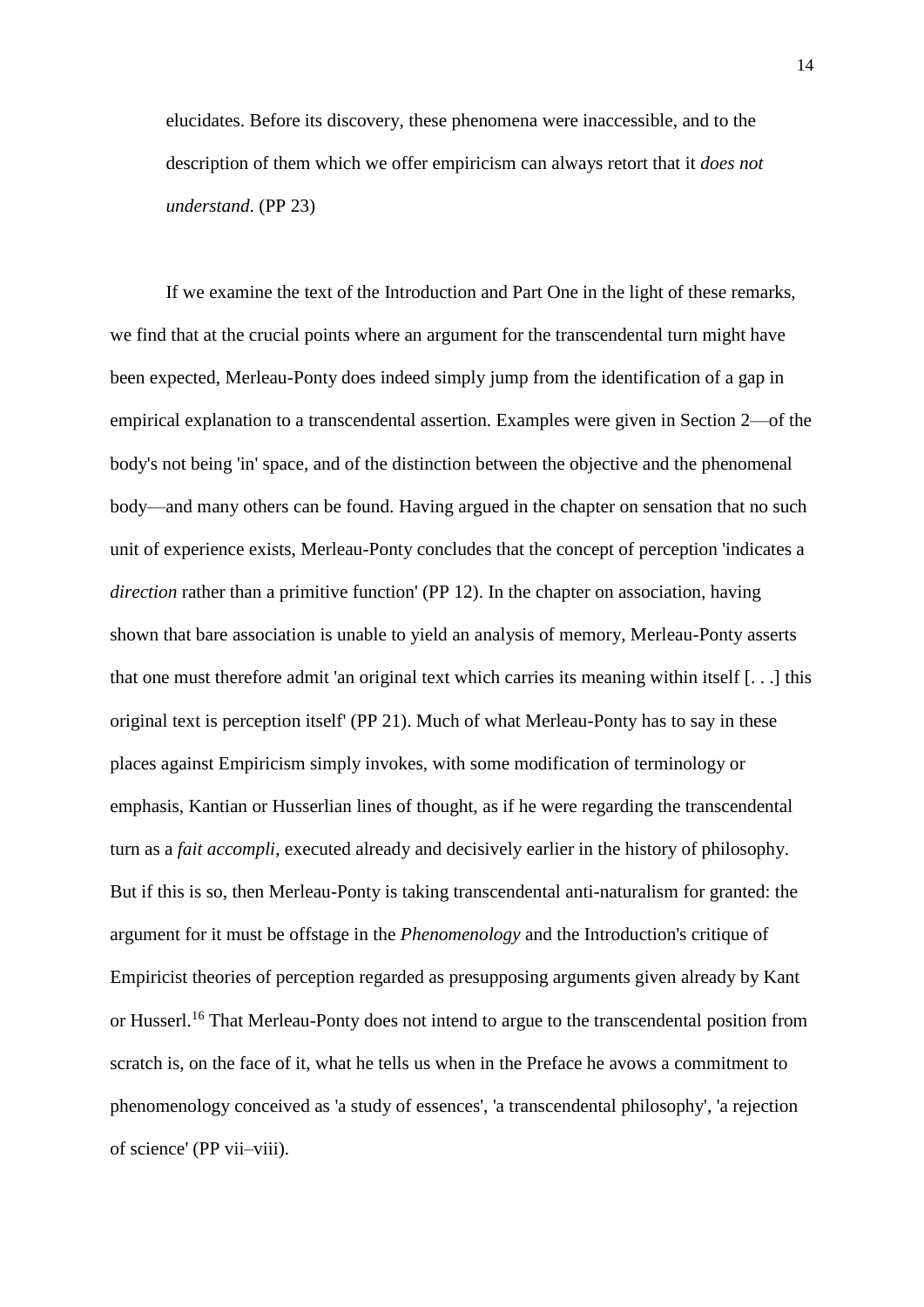> elucidates. Before its discovery, these phenomena were inaccessible, and to the description of them which we offer empiricism can always retort that it *does not understand*. (PP 23)

If we examine the text of the Introduction and Part One in the light of these remarks, we find that at the crucial points where an argument for the transcendental turn might have been expected, Merleau-Ponty does indeed simply jump from the identification of a gap in empirical explanation to a transcendental assertion. Examples were given in Section 2—of the body's not being 'in' space, and of the distinction between the objective and the phenomenal body—and many others can be found. Having argued in the chapter on sensation that no such unit of experience exists, Merleau-Ponty concludes that the concept of perception 'indicates a *direction* rather than a primitive function' (PP 12). In the chapter on association, having shown that bare association is unable to yield an analysis of memory, Merleau-Ponty asserts that one must therefore admit 'an original text which carries its meaning within itself [. . .] this original text is perception itself' (PP 21). Much of what Merleau-Ponty has to say in these places against Empiricism simply invokes, with some modification of terminology or emphasis, Kantian or Husserlian lines of thought, as if he were regarding the transcendental turn as a *fait accompli*, executed already and decisively earlier in the history of philosophy. But if this is so, then Merleau-Ponty is taking transcendental anti-naturalism for granted: the argument for it must be offstage in the *Phenomenology* and the Introduction's critique of Empiricist theories of perception regarded as presupposing arguments given already by Kant or Husserl.[16] That Merleau-Ponty does not intend to argue to the transcendental position from scratch is, on the face of it, what he tells us when in the Preface he avows a commitment to phenomenology conceived as 'a study of essences', 'a transcendental philosophy', 'a rejection of science' (PP vii–viii).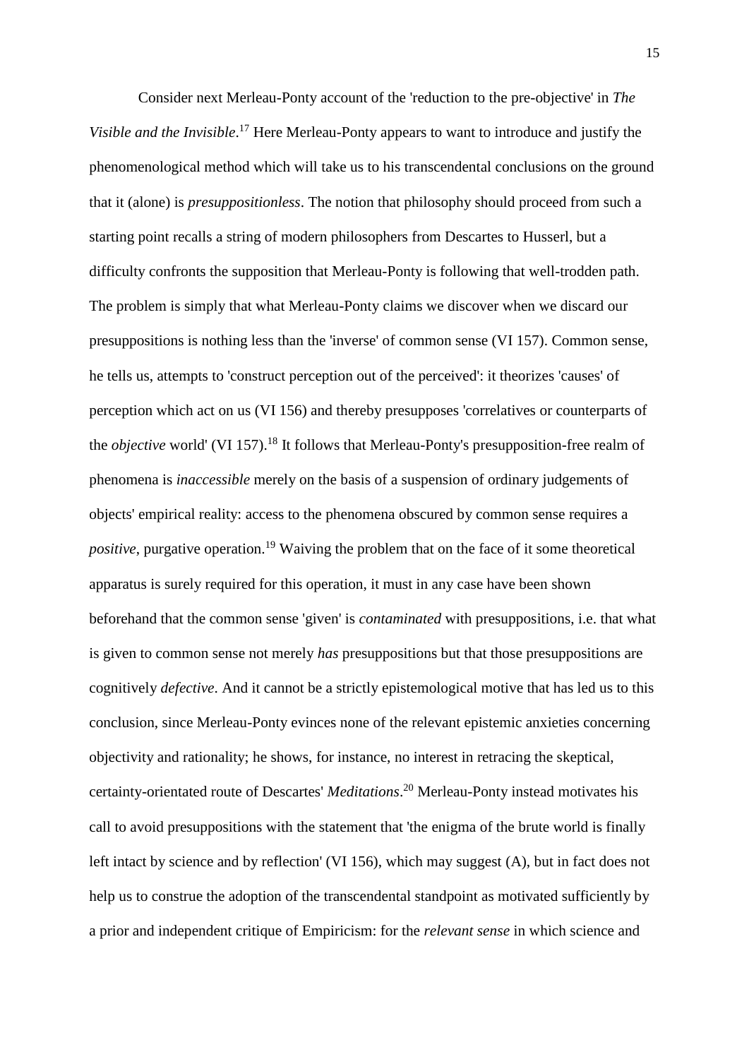Consider next Merleau-Ponty account of the 'reduction to the pre-objective' in *The Visible and the Invisible*.[17] Here Merleau-Ponty appears to want to introduce and justify the phenomenological method which will take us to his transcendental conclusions on the ground that it (alone) is *presuppositionless*. The notion that philosophy should proceed from such a starting point recalls a string of modern philosophers from Descartes to Husserl, but a difficulty confronts the supposition that Merleau-Ponty is following that well-trodden path. The problem is simply that what Merleau-Ponty claims we discover when we discard our presuppositions is nothing less than the 'inverse' of common sense (VI 157). Common sense, he tells us, attempts to 'construct perception out of the perceived': it theorizes 'causes' of perception which act on us (VI 156) and thereby presupposes 'correlatives or counterparts of the *objective* world' (VI 157).[18] It follows that Merleau-Ponty's presupposition-free realm of phenomena is *inaccessible* merely on the basis of a suspension of ordinary judgements of objects' empirical reality: access to the phenomena obscured by common sense requires a *positive*, purgative operation.[19] Waiving the problem that on the face of it some theoretical apparatus is surely required for this operation, it must in any case have been shown beforehand that the common sense 'given' is *contaminated* with presuppositions, i.e. that what is given to common sense not merely *has* presuppositions but that those presuppositions are cognitively *defective*. And it cannot be a strictly epistemological motive that has led us to this conclusion, since Merleau-Ponty evinces none of the relevant epistemic anxieties concerning objectivity and rationality; he shows, for instance, no interest in retracing the skeptical, certainty-orientated route of Descartes' *Meditations*.[20] Merleau-Ponty instead motivates his call to avoid presuppositions with the statement that 'the enigma of the brute world is finally left intact by science and by reflection' (VI 156), which may suggest (A), but in fact does not help us to construe the adoption of the transcendental standpoint as motivated sufficiently by a prior and independent critique of Empiricism: for the *relevant sense* in which science and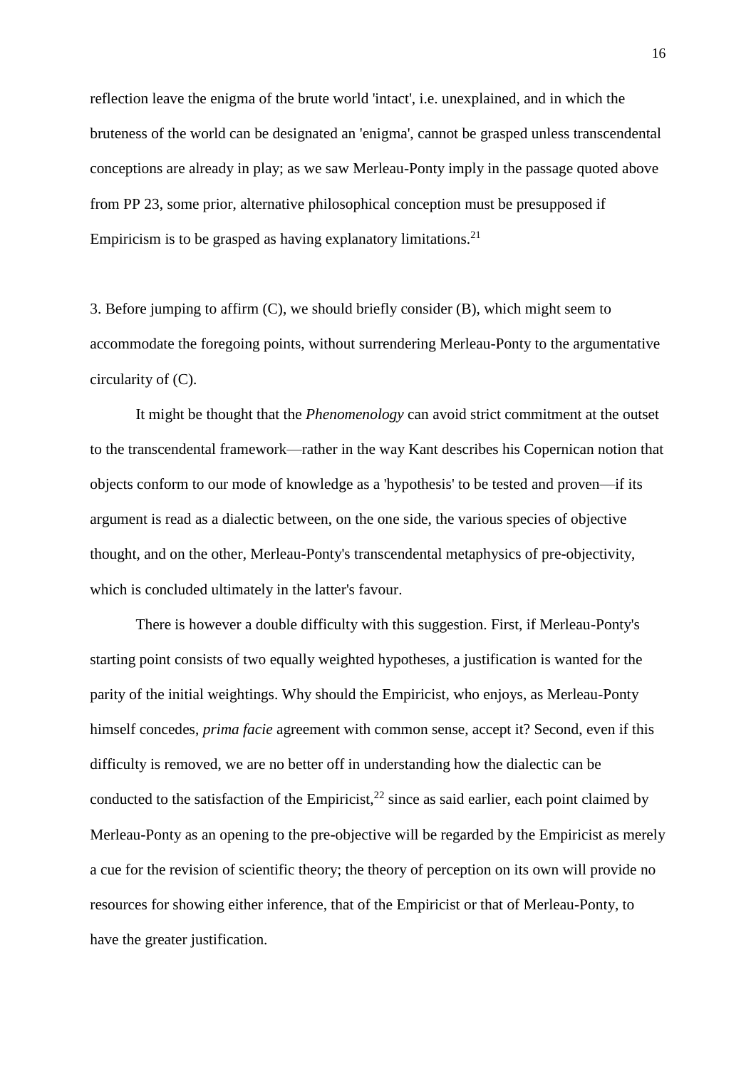reflection leave the enigma of the brute world 'intact', i.e. unexplained, and in which the bruteness of the world can be designated an 'enigma', cannot be grasped unless transcendental conceptions are already in play; as we saw Merleau-Ponty imply in the passage quoted above from PP 23, some prior, alternative philosophical conception must be presupposed if Empiricism is to be grasped as having explanatory limitations.[21]

3. Before jumping to affirm (C), we should briefly consider (B), which might seem to accommodate the foregoing points, without surrendering Merleau-Ponty to the argumentative circularity of (C).

It might be thought that the *Phenomenology* can avoid strict commitment at the outset to the transcendental framework—rather in the way Kant describes his Copernican notion that objects conform to our mode of knowledge as a 'hypothesis' to be tested and proven—if its argument is read as a dialectic between, on the one side, the various species of objective thought, and on the other, Merleau-Ponty's transcendental metaphysics of pre-objectivity, which is concluded ultimately in the latter's favour.

There is however a double difficulty with this suggestion. First, if Merleau-Ponty's starting point consists of two equally weighted hypotheses, a justification is wanted for the parity of the initial weightings. Why should the Empiricist, who enjoys, as Merleau-Ponty himself concedes, *prima facie* agreement with common sense, accept it? Second, even if this difficulty is removed, we are no better off in understanding how the dialectic can be conducted to the satisfaction of the Empiricist,[22] since as said earlier, each point claimed by Merleau-Ponty as an opening to the pre-objective will be regarded by the Empiricist as merely a cue for the revision of scientific theory; the theory of perception on its own will provide no resources for showing either inference, that of the Empiricist or that of Merleau-Ponty, to have the greater justification.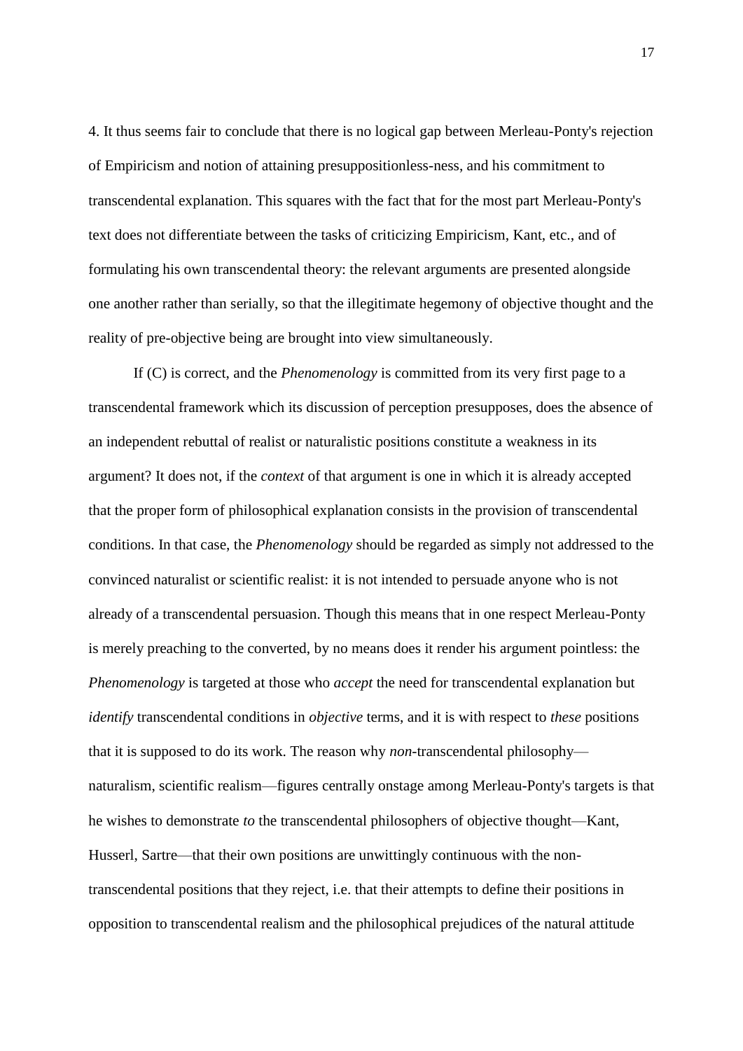4. It thus seems fair to conclude that there is no logical gap between Merleau-Ponty's rejection of Empiricism and notion of attaining presuppositionless-ness, and his commitment to transcendental explanation. This squares with the fact that for the most part Merleau-Ponty's text does not differentiate between the tasks of criticizing Empiricism, Kant, etc., and of formulating his own transcendental theory: the relevant arguments are presented alongside one another rather than serially, so that the illegitimate hegemony of objective thought and the reality of pre-objective being are brought into view simultaneously.

If (C) is correct, and the *Phenomenology* is committed from its very first page to a transcendental framework which its discussion of perception presupposes, does the absence of an independent rebuttal of realist or naturalistic positions constitute a weakness in its argument? It does not, if the *context* of that argument is one in which it is already accepted that the proper form of philosophical explanation consists in the provision of transcendental conditions. In that case, the *Phenomenology* should be regarded as simply not addressed to the convinced naturalist or scientific realist: it is not intended to persuade anyone who is not already of a transcendental persuasion. Though this means that in one respect Merleau-Ponty is merely preaching to the converted, by no means does it render his argument pointless: the *Phenomenology* is targeted at those who *accept* the need for transcendental explanation but *identify* transcendental conditions in *objective* terms, and it is with respect to *these* positions that it is supposed to do its work. The reason why *non*-transcendental philosophy—naturalism, scientific realism—figures centrally onstage among Merleau-Ponty's targets is that he wishes to demonstrate *to* the transcendental philosophers of objective thought—Kant, Husserl, Sartre—that their own positions are unwittingly continuous with the non-transcendental positions that they reject, i.e. that their attempts to define their positions in opposition to transcendental realism and the philosophical prejudices of the natural attitude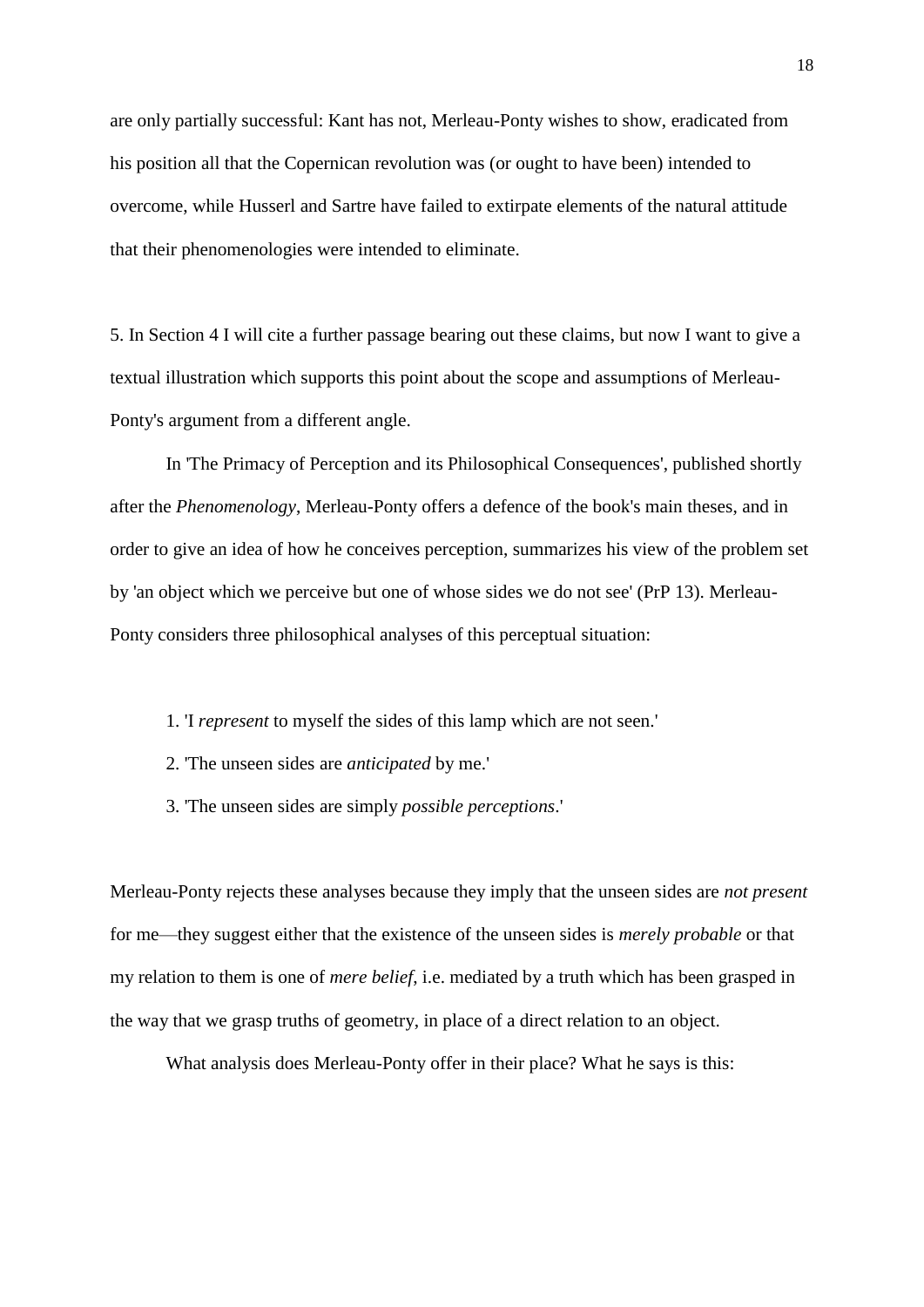are only partially successful: Kant has not, Merleau-Ponty wishes to show, eradicated from his position all that the Copernican revolution was (or ought to have been) intended to overcome, while Husserl and Sartre have failed to extirpate elements of the natural attitude that their phenomenologies were intended to eliminate.

5. In Section 4 I will cite a further passage bearing out these claims, but now I want to give a textual illustration which supports this point about the scope and assumptions of Merleau-Ponty's argument from a different angle.

In 'The Primacy of Perception and its Philosophical Consequences', published shortly after the *Phenomenology*, Merleau-Ponty offers a defence of the book's main theses, and in order to give an idea of how he conceives perception, summarizes his view of the problem set by 'an object which we perceive but one of whose sides we do not see' (PrP 13). Merleau-Ponty considers three philosophical analyses of this perceptual situation:

1. 'I *represent* to myself the sides of this lamp which are not seen.'
2. 'The unseen sides are *anticipated* by me.'
3. 'The unseen sides are simply *possible perceptions*.'

Merleau-Ponty rejects these analyses because they imply that the unseen sides are *not present* for me—they suggest either that the existence of the unseen sides is *merely probable* or that my relation to them is one of *mere belief*, i.e. mediated by a truth which has been grasped in the way that we grasp truths of geometry, in place of a direct relation to an object.

What analysis does Merleau-Ponty offer in their place? What he says is this: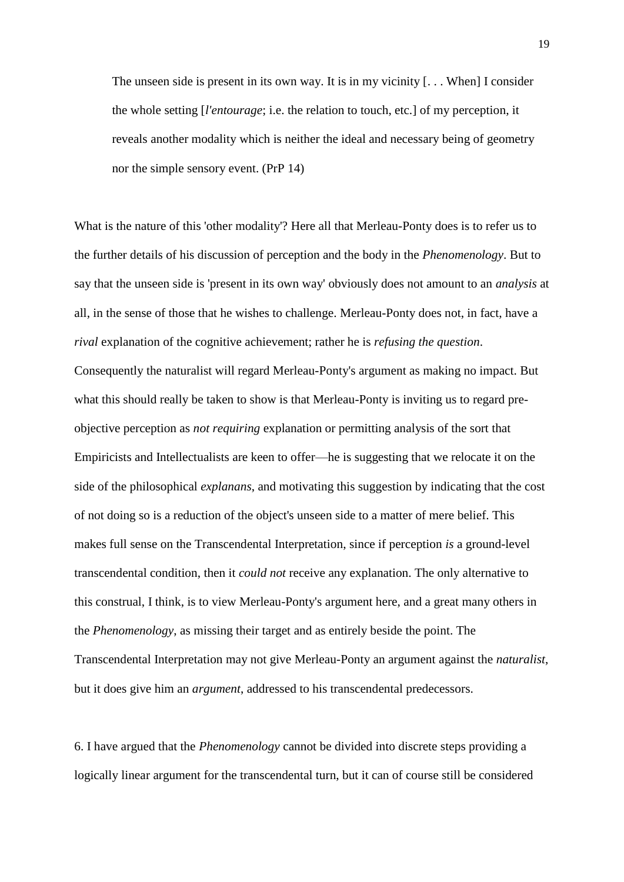> The unseen side is present in its own way. It is in my vicinity [. . . When] I consider the whole setting [*l'entourage*; i.e. the relation to touch, etc.] of my perception, it reveals another modality which is neither the ideal and necessary being of geometry nor the simple sensory event. (PrP 14)

What is the nature of this 'other modality'? Here all that Merleau-Ponty does is to refer us to the further details of his discussion of perception and the body in the *Phenomenology*. But to say that the unseen side is 'present in its own way' obviously does not amount to an *analysis* at all, in the sense of those that he wishes to challenge. Merleau-Ponty does not, in fact, have a *rival* explanation of the cognitive achievement; rather he is *refusing the question*. Consequently the naturalist will regard Merleau-Ponty's argument as making no impact. But what this should really be taken to show is that Merleau-Ponty is inviting us to regard pre-objective perception as *not requiring* explanation or permitting analysis of the sort that Empiricists and Intellectualists are keen to offer—he is suggesting that we relocate it on the side of the philosophical *explanans*, and motivating this suggestion by indicating that the cost of not doing so is a reduction of the object's unseen side to a matter of mere belief. This makes full sense on the Transcendental Interpretation, since if perception *is* a ground-level transcendental condition, then it *could not* receive any explanation. The only alternative to this construal, I think, is to view Merleau-Ponty's argument here, and a great many others in the *Phenomenology*, as missing their target and as entirely beside the point. The Transcendental Interpretation may not give Merleau-Ponty an argument against the *naturalist*, but it does give him an *argument*, addressed to his transcendental predecessors.

6. I have argued that the *Phenomenology* cannot be divided into discrete steps providing a logically linear argument for the transcendental turn, but it can of course still be considered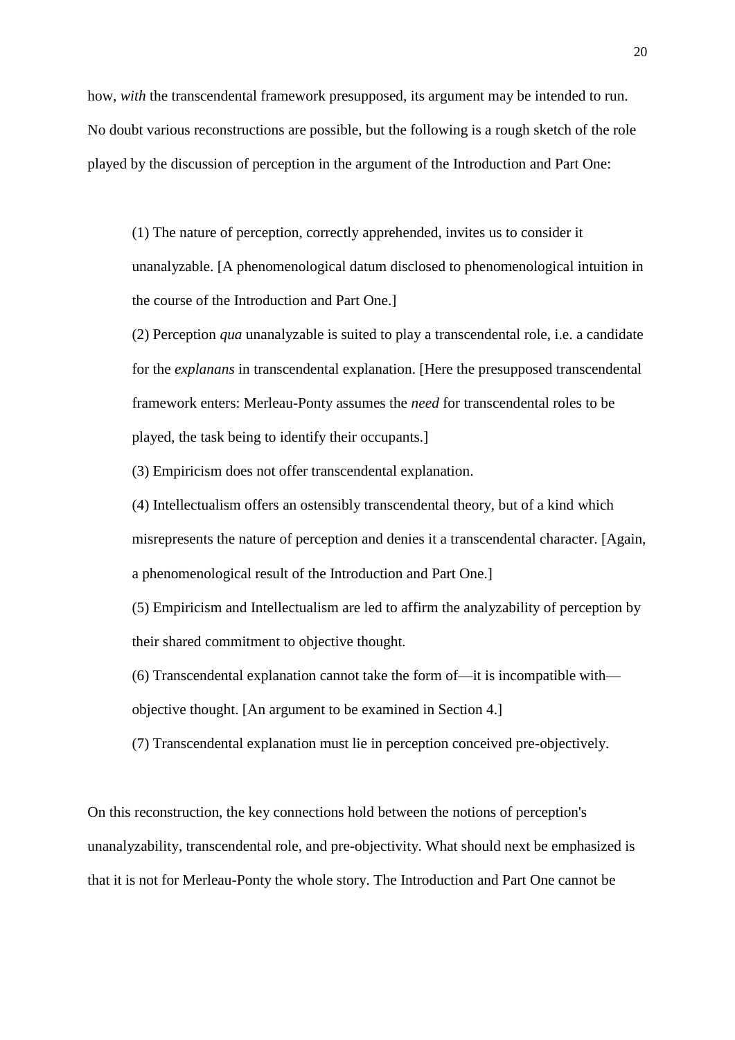how, *with* the transcendental framework presupposed, its argument may be intended to run. No doubt various reconstructions are possible, but the following is a rough sketch of the role played by the discussion of perception in the argument of the Introduction and Part One:

> (1) The nature of perception, correctly apprehended, invites us to consider it unanalyzable. [A phenomenological datum disclosed to phenomenological intuition in the course of the Introduction and Part One.]
>
> (2) Perception *qua* unanalyzable is suited to play a transcendental role, i.e. a candidate for the *explanans* in transcendental explanation. [Here the presupposed transcendental framework enters: Merleau-Ponty assumes the *need* for transcendental roles to be played, the task being to identify their occupants.]
>
> (3) Empiricism does not offer transcendental explanation.
>
> (4) Intellectualism offers an ostensibly transcendental theory, but of a kind which misrepresents the nature of perception and denies it a transcendental character. [Again, a phenomenological result of the Introduction and Part One.]
>
> (5) Empiricism and Intellectualism are led to affirm the analyzability of perception by their shared commitment to objective thought.
>
> (6) Transcendental explanation cannot take the form of—it is incompatible with—objective thought. [An argument to be examined in Section 4.]
>
> (7) Transcendental explanation must lie in perception conceived pre-objectively.

On this reconstruction, the key connections hold between the notions of perception's unanalyzability, transcendental role, and pre-objectivity. What should next be emphasized is that it is not for Merleau-Ponty the whole story. The Introduction and Part One cannot be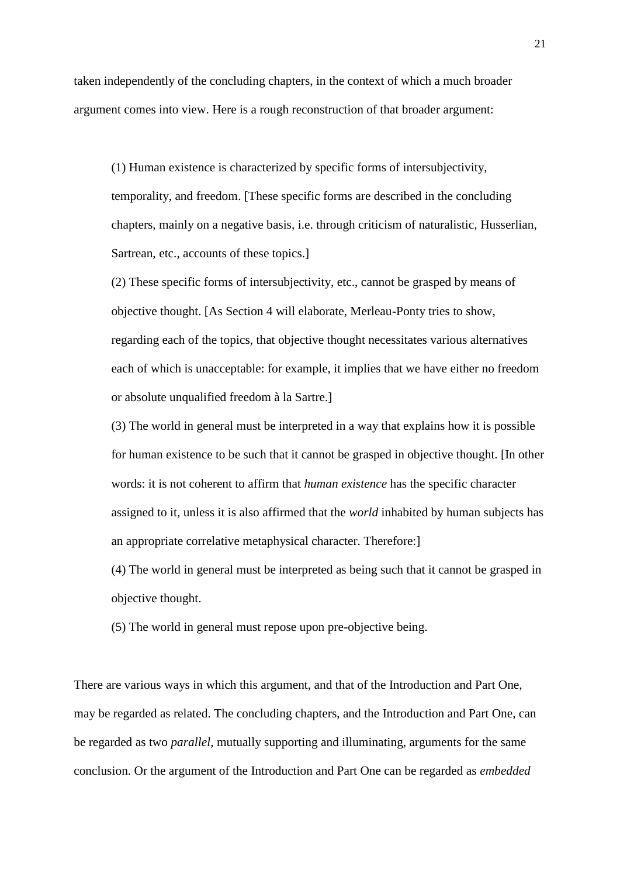taken independently of the concluding chapters, in the context of which a much broader argument comes into view. Here is a rough reconstruction of that broader argument:

> (1) Human existence is characterized by specific forms of intersubjectivity, temporality, and freedom. [These specific forms are described in the concluding chapters, mainly on a negative basis, i.e. through criticism of naturalistic, Husserlian, Sartrean, etc., accounts of these topics.]
>
> (2) These specific forms of intersubjectivity, etc., cannot be grasped by means of objective thought. [As Section 4 will elaborate, Merleau-Ponty tries to show, regarding each of the topics, that objective thought necessitates various alternatives each of which is unacceptable: for example, it implies that we have either no freedom or absolute unqualified freedom à la Sartre.]
>
> (3) The world in general must be interpreted in a way that explains how it is possible for human existence to be such that it cannot be grasped in objective thought. [In other words: it is not coherent to affirm that *human existence* has the specific character assigned to it, unless it is also affirmed that the *world* inhabited by human subjects has an appropriate correlative metaphysical character. Therefore:]
>
> (4) The world in general must be interpreted as being such that it cannot be grasped in objective thought.
>
> (5) The world in general must repose upon pre-objective being.

There are various ways in which this argument, and that of the Introduction and Part One, may be regarded as related. The concluding chapters, and the Introduction and Part One, can be regarded as two *parallel*, mutually supporting and illuminating, arguments for the same conclusion. Or the argument of the Introduction and Part One can be regarded as *embedded*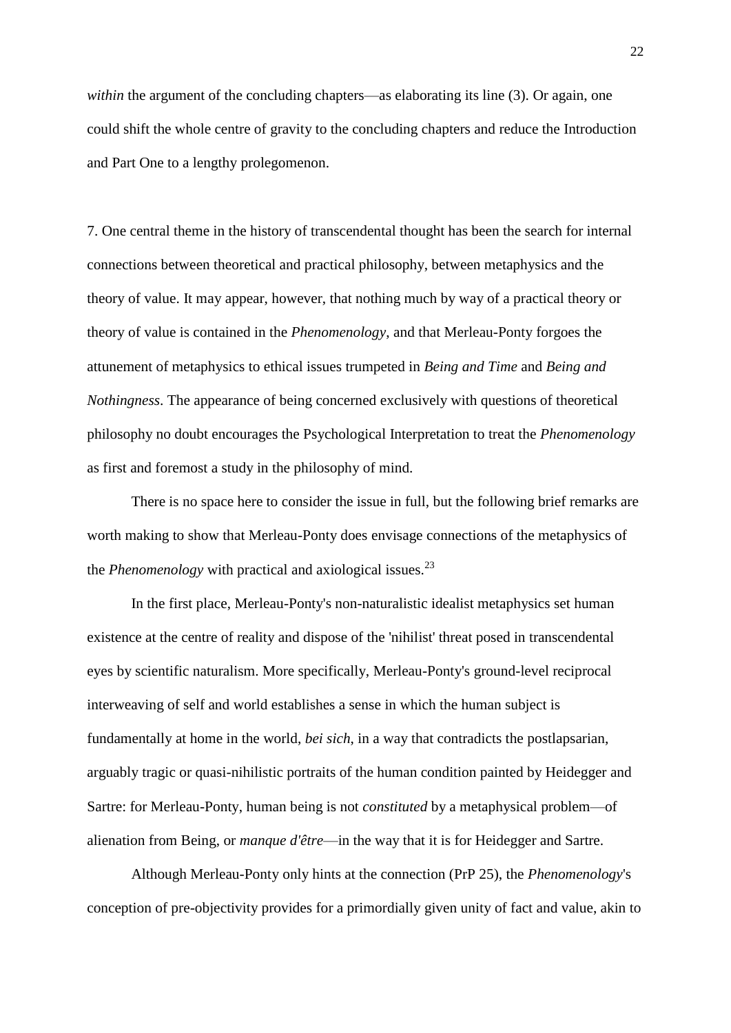*within* the argument of the concluding chapters—as elaborating its line (3). Or again, one could shift the whole centre of gravity to the concluding chapters and reduce the Introduction and Part One to a lengthy prolegomenon.

7. One central theme in the history of transcendental thought has been the search for internal connections between theoretical and practical philosophy, between metaphysics and the theory of value. It may appear, however, that nothing much by way of a practical theory or theory of value is contained in the *Phenomenology*, and that Merleau-Ponty forgoes the attunement of metaphysics to ethical issues trumpeted in *Being and Time* and *Being and Nothingness*. The appearance of being concerned exclusively with questions of theoretical philosophy no doubt encourages the Psychological Interpretation to treat the *Phenomenology* as first and foremost a study in the philosophy of mind.

There is no space here to consider the issue in full, but the following brief remarks are worth making to show that Merleau-Ponty does envisage connections of the metaphysics of the *Phenomenology* with practical and axiological issues.[23]

In the first place, Merleau-Ponty's non-naturalistic idealist metaphysics set human existence at the centre of reality and dispose of the 'nihilist' threat posed in transcendental eyes by scientific naturalism. More specifically, Merleau-Ponty's ground-level reciprocal interweaving of self and world establishes a sense in which the human subject is fundamentally at home in the world, *bei sich*, in a way that contradicts the postlapsarian, arguably tragic or quasi-nihilistic portraits of the human condition painted by Heidegger and Sartre: for Merleau-Ponty, human being is not *constituted* by a metaphysical problem—of alienation from Being, or *manque d'être*—in the way that it is for Heidegger and Sartre.

Although Merleau-Ponty only hints at the connection (PrP 25), the *Phenomenology*'s conception of pre-objectivity provides for a primordially given unity of fact and value, akin to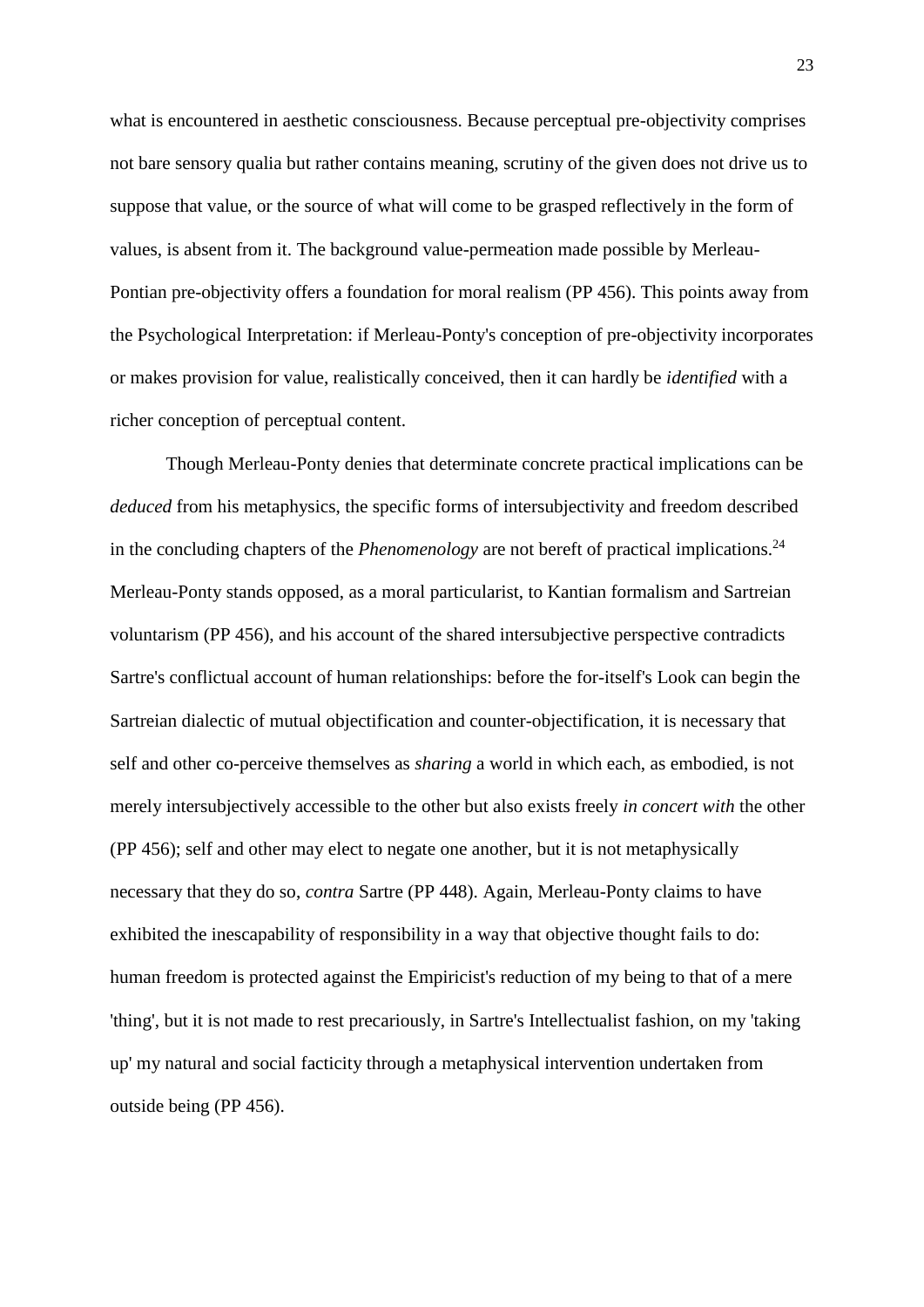what is encountered in aesthetic consciousness. Because perceptual pre-objectivity comprises not bare sensory qualia but rather contains meaning, scrutiny of the given does not drive us to suppose that value, or the source of what will come to be grasped reflectively in the form of values, is absent from it. The background value-permeation made possible by Merleau-Pontian pre-objectivity offers a foundation for moral realism (PP 456). This points away from the Psychological Interpretation: if Merleau-Ponty's conception of pre-objectivity incorporates or makes provision for value, realistically conceived, then it can hardly be *identified* with a richer conception of perceptual content.

Though Merleau-Ponty denies that determinate concrete practical implications can be *deduced* from his metaphysics, the specific forms of intersubjectivity and freedom described in the concluding chapters of the *Phenomenology* are not bereft of practical implications.[24] Merleau-Ponty stands opposed, as a moral particularist, to Kantian formalism and Sartreian voluntarism (PP 456), and his account of the shared intersubjective perspective contradicts Sartre's conflictual account of human relationships: before the for-itself's Look can begin the Sartreian dialectic of mutual objectification and counter-objectification, it is necessary that self and other co-perceive themselves as *sharing* a world in which each, as embodied, is not merely intersubjectively accessible to the other but also exists freely *in concert with* the other (PP 456); self and other may elect to negate one another, but it is not metaphysically necessary that they do so, *contra* Sartre (PP 448). Again, Merleau-Ponty claims to have exhibited the inescapability of responsibility in a way that objective thought fails to do: human freedom is protected against the Empiricist's reduction of my being to that of a mere 'thing', but it is not made to rest precariously, in Sartre's Intellectualist fashion, on my 'taking up' my natural and social facticity through a metaphysical intervention undertaken from outside being (PP 456).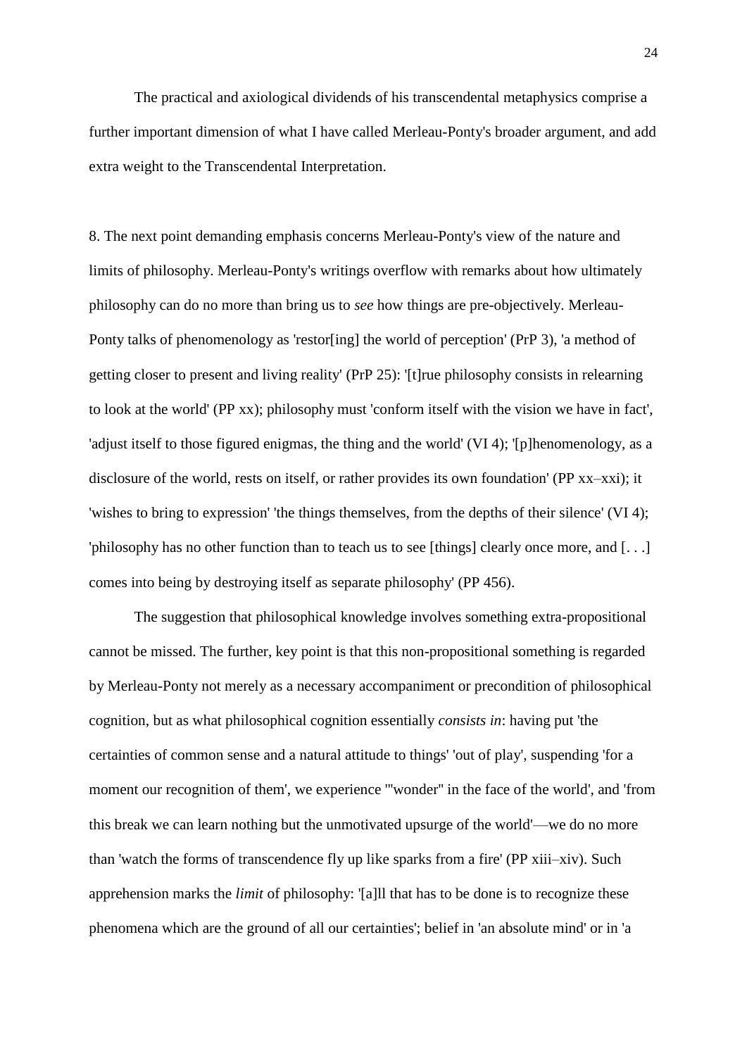The practical and axiological dividends of his transcendental metaphysics comprise a further important dimension of what I have called Merleau-Ponty's broader argument, and add extra weight to the Transcendental Interpretation.

8. The next point demanding emphasis concerns Merleau-Ponty's view of the nature and limits of philosophy. Merleau-Ponty's writings overflow with remarks about how ultimately philosophy can do no more than bring us to *see* how things are pre-objectively. Merleau-Ponty talks of phenomenology as 'restor[ing] the world of perception' (PrP 3), 'a method of getting closer to present and living reality' (PrP 25): '[t]rue philosophy consists in relearning to look at the world' (PP xx); philosophy must 'conform itself with the vision we have in fact', 'adjust itself to those figured enigmas, the thing and the world' (VI 4); '[p]henomenology, as a disclosure of the world, rests on itself, or rather provides its own foundation' (PP xx–xxi); it 'wishes to bring to expression' 'the things themselves, from the depths of their silence' (VI 4); 'philosophy has no other function than to teach us to see [things] clearly once more, and [. . .] comes into being by destroying itself as separate philosophy' (PP 456).

The suggestion that philosophical knowledge involves something extra-propositional cannot be missed. The further, key point is that this non-propositional something is regarded by Merleau-Ponty not merely as a necessary accompaniment or precondition of philosophical cognition, but as what philosophical cognition essentially *consists in*: having put 'the certainties of common sense and a natural attitude to things' 'out of play', suspending 'for a moment our recognition of them', we experience '"wonder" in the face of the world', and 'from this break we can learn nothing but the unmotivated upsurge of the world'—we do no more than 'watch the forms of transcendence fly up like sparks from a fire' (PP xiii–xiv). Such apprehension marks the *limit* of philosophy: '[a]ll that has to be done is to recognize these phenomena which are the ground of all our certainties'; belief in 'an absolute mind' or in 'a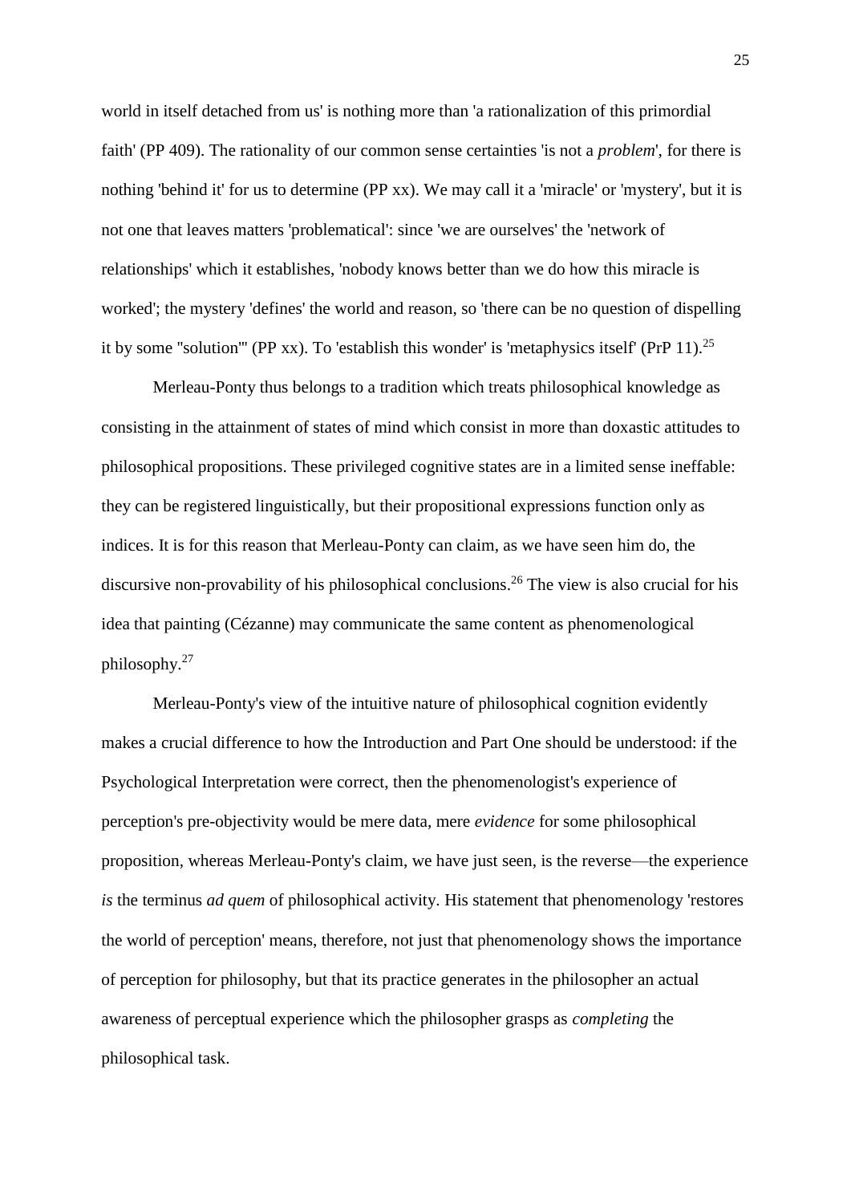world in itself detached from us' is nothing more than 'a rationalization of this primordial faith' (PP 409). The rationality of our common sense certainties 'is not a *problem*', for there is nothing 'behind it' for us to determine (PP xx). We may call it a 'miracle' or 'mystery', but it is not one that leaves matters 'problematical': since 'we are ourselves' the 'network of relationships' which it establishes, 'nobody knows better than we do how this miracle is worked'; the mystery 'defines' the world and reason, so 'there can be no question of dispelling it by some "solution"' (PP xx). To 'establish this wonder' is 'metaphysics itself' (PrP 11).[25]

Merleau-Ponty thus belongs to a tradition which treats philosophical knowledge as consisting in the attainment of states of mind which consist in more than doxastic attitudes to philosophical propositions. These privileged cognitive states are in a limited sense ineffable: they can be registered linguistically, but their propositional expressions function only as indices. It is for this reason that Merleau-Ponty can claim, as we have seen him do, the discursive non-provability of his philosophical conclusions.[26] The view is also crucial for his idea that painting (Cézanne) may communicate the same content as phenomenological philosophy.[27]

Merleau-Ponty's view of the intuitive nature of philosophical cognition evidently makes a crucial difference to how the Introduction and Part One should be understood: if the Psychological Interpretation were correct, then the phenomenologist's experience of perception's pre-objectivity would be mere data, mere *evidence* for some philosophical proposition, whereas Merleau-Ponty's claim, we have just seen, is the reverse—the experience *is* the terminus *ad quem* of philosophical activity. His statement that phenomenology 'restores the world of perception' means, therefore, not just that phenomenology shows the importance of perception for philosophy, but that its practice generates in the philosopher an actual awareness of perceptual experience which the philosopher grasps as *completing* the philosophical task.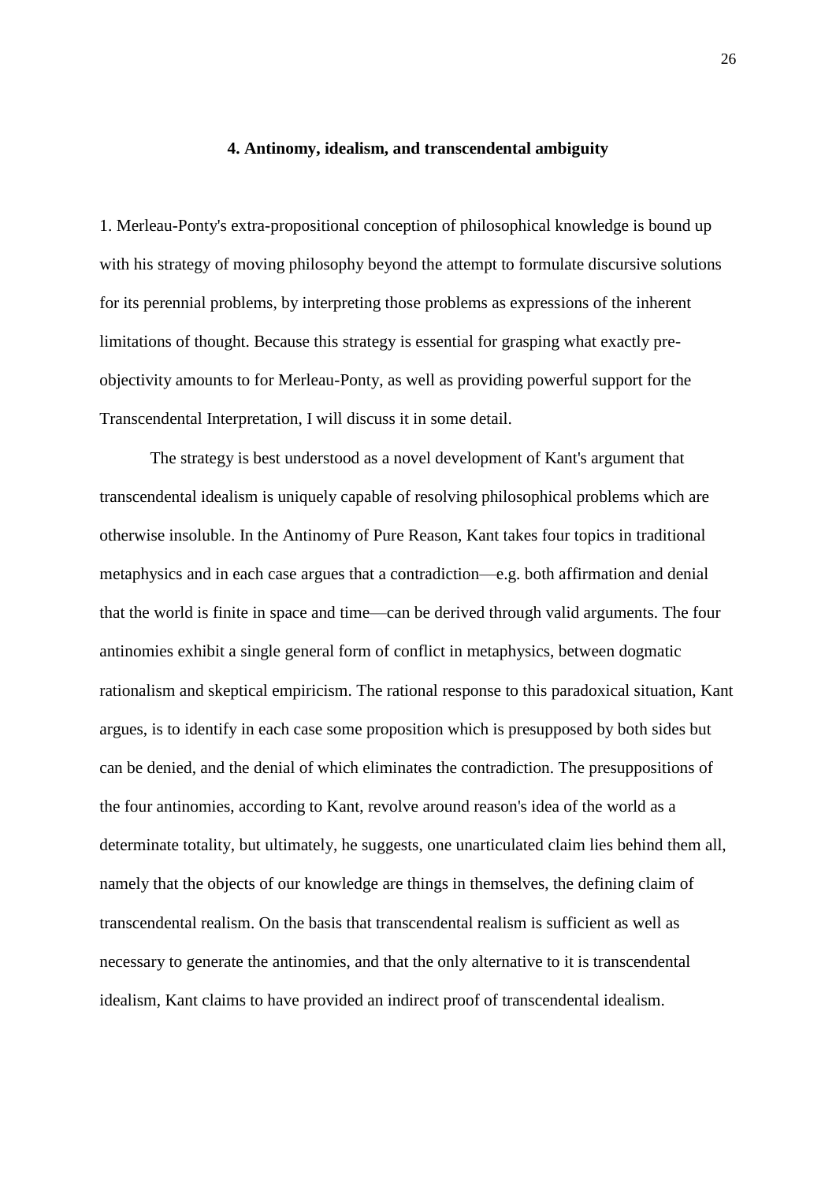## 4. Antinomy, idealism, and transcendental ambiguity

1. Merleau-Ponty's extra-propositional conception of philosophical knowledge is bound up with his strategy of moving philosophy beyond the attempt to formulate discursive solutions for its perennial problems, by interpreting those problems as expressions of the inherent limitations of thought. Because this strategy is essential for grasping what exactly pre-objectivity amounts to for Merleau-Ponty, as well as providing powerful support for the Transcendental Interpretation, I will discuss it in some detail.

The strategy is best understood as a novel development of Kant's argument that transcendental idealism is uniquely capable of resolving philosophical problems which are otherwise insoluble. In the Antinomy of Pure Reason, Kant takes four topics in traditional metaphysics and in each case argues that a contradiction—e.g. both affirmation and denial that the world is finite in space and time—can be derived through valid arguments. The four antinomies exhibit a single general form of conflict in metaphysics, between dogmatic rationalism and skeptical empiricism. The rational response to this paradoxical situation, Kant argues, is to identify in each case some proposition which is presupposed by both sides but can be denied, and the denial of which eliminates the contradiction. The presuppositions of the four antinomies, according to Kant, revolve around reason's idea of the world as a determinate totality, but ultimately, he suggests, one unarticulated claim lies behind them all, namely that the objects of our knowledge are things in themselves, the defining claim of transcendental realism. On the basis that transcendental realism is sufficient as well as necessary to generate the antinomies, and that the only alternative to it is transcendental idealism, Kant claims to have provided an indirect proof of transcendental idealism.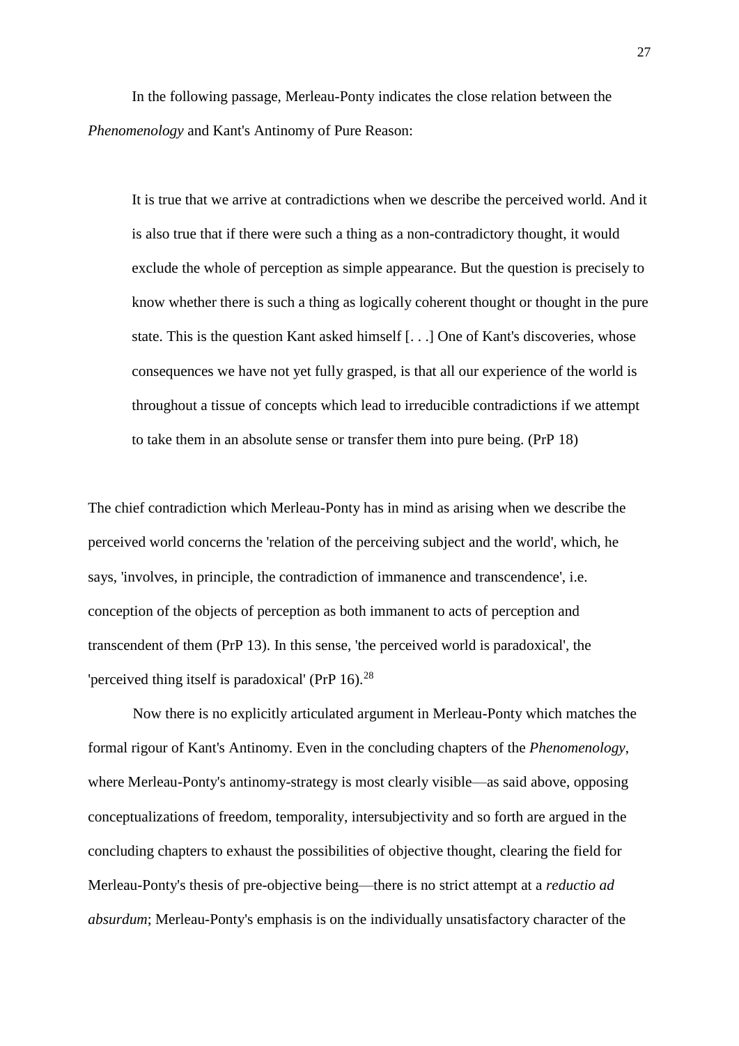In the following passage, Merleau-Ponty indicates the close relation between the *Phenomenology* and Kant's Antinomy of Pure Reason:

> It is true that we arrive at contradictions when we describe the perceived world. And it is also true that if there were such a thing as a non-contradictory thought, it would exclude the whole of perception as simple appearance. But the question is precisely to know whether there is such a thing as logically coherent thought or thought in the pure state. This is the question Kant asked himself [. . .] One of Kant's discoveries, whose consequences we have not yet fully grasped, is that all our experience of the world is throughout a tissue of concepts which lead to irreducible contradictions if we attempt to take them in an absolute sense or transfer them into pure being. (PrP 18)

The chief contradiction which Merleau-Ponty has in mind as arising when we describe the perceived world concerns the 'relation of the perceiving subject and the world', which, he says, 'involves, in principle, the contradiction of immanence and transcendence', i.e. conception of the objects of perception as both immanent to acts of perception and transcendent of them (PrP 13). In this sense, 'the perceived world is paradoxical', the 'perceived thing itself is paradoxical' (PrP 16).[28]

Now there is no explicitly articulated argument in Merleau-Ponty which matches the formal rigour of Kant's Antinomy. Even in the concluding chapters of the *Phenomenology*, where Merleau-Ponty's antinomy-strategy is most clearly visible—as said above, opposing conceptualizations of freedom, temporality, intersubjectivity and so forth are argued in the concluding chapters to exhaust the possibilities of objective thought, clearing the field for Merleau-Ponty's thesis of pre-objective being—there is no strict attempt at a *reductio ad absurdum*; Merleau-Ponty's emphasis is on the individually unsatisfactory character of the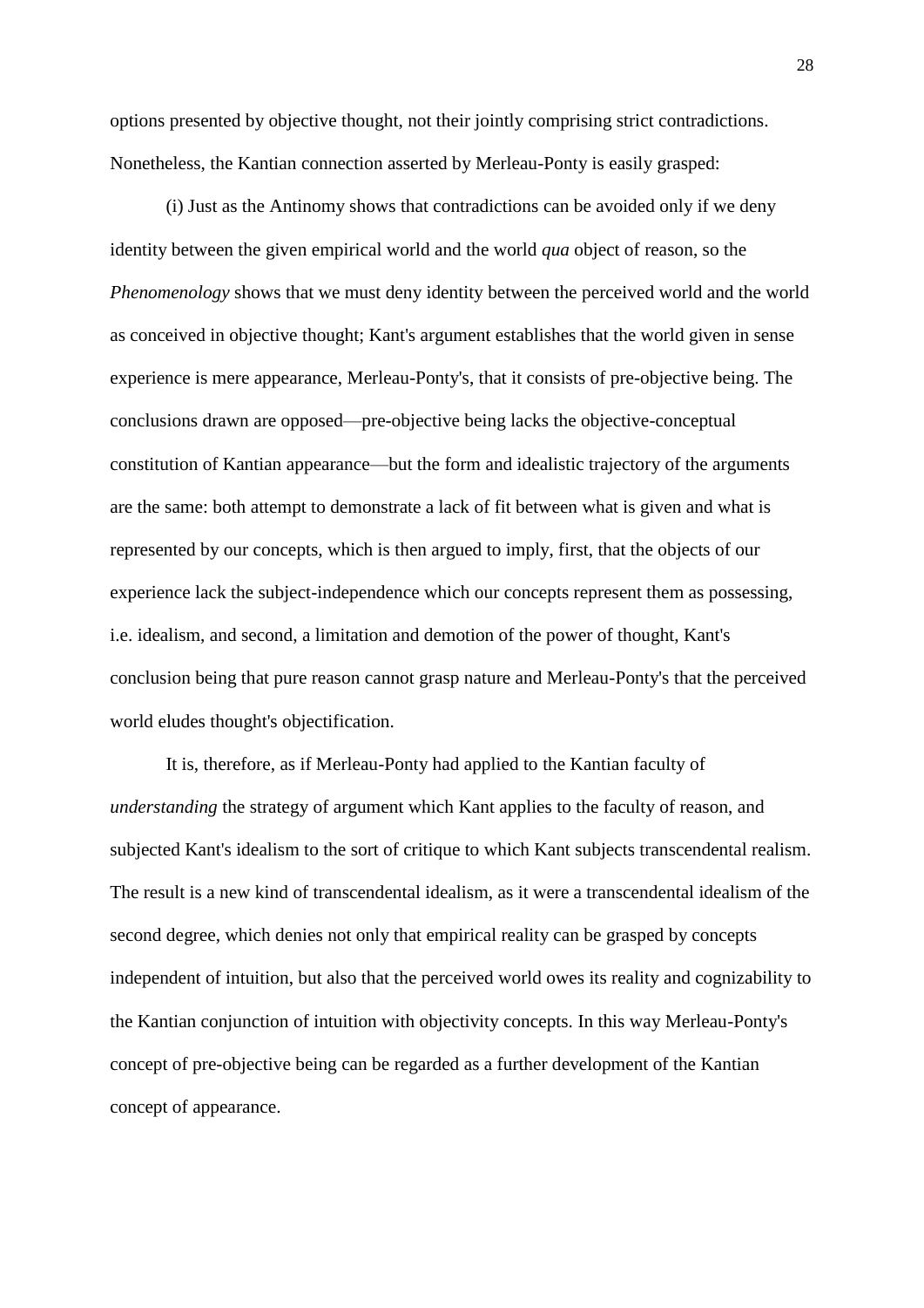options presented by objective thought, not their jointly comprising strict contradictions. Nonetheless, the Kantian connection asserted by Merleau-Ponty is easily grasped:

(i) Just as the Antinomy shows that contradictions can be avoided only if we deny identity between the given empirical world and the world *qua* object of reason, so the *Phenomenology* shows that we must deny identity between the perceived world and the world as conceived in objective thought; Kant's argument establishes that the world given in sense experience is mere appearance, Merleau-Ponty's, that it consists of pre-objective being. The conclusions drawn are opposed—pre-objective being lacks the objective-conceptual constitution of Kantian appearance—but the form and idealistic trajectory of the arguments are the same: both attempt to demonstrate a lack of fit between what is given and what is represented by our concepts, which is then argued to imply, first, that the objects of our experience lack the subject-independence which our concepts represent them as possessing, i.e. idealism, and second, a limitation and demotion of the power of thought, Kant's conclusion being that pure reason cannot grasp nature and Merleau-Ponty's that the perceived world eludes thought's objectification.

It is, therefore, as if Merleau-Ponty had applied to the Kantian faculty of *understanding* the strategy of argument which Kant applies to the faculty of reason, and subjected Kant's idealism to the sort of critique to which Kant subjects transcendental realism. The result is a new kind of transcendental idealism, as it were a transcendental idealism of the second degree, which denies not only that empirical reality can be grasped by concepts independent of intuition, but also that the perceived world owes its reality and cognizability to the Kantian conjunction of intuition with objectivity concepts. In this way Merleau-Ponty's concept of pre-objective being can be regarded as a further development of the Kantian concept of appearance.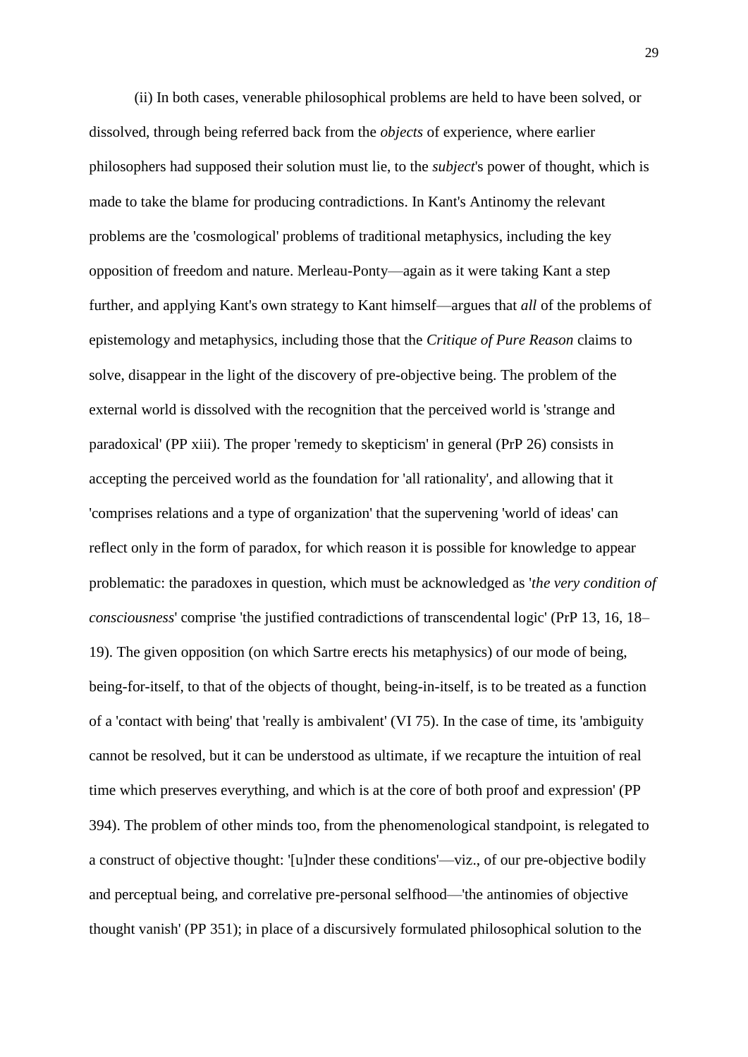(ii) In both cases, venerable philosophical problems are held to have been solved, or dissolved, through being referred back from the *objects* of experience, where earlier philosophers had supposed their solution must lie, to the *subject*'s power of thought, which is made to take the blame for producing contradictions. In Kant's Antinomy the relevant problems are the 'cosmological' problems of traditional metaphysics, including the key opposition of freedom and nature. Merleau-Ponty—again as it were taking Kant a step further, and applying Kant's own strategy to Kant himself—argues that *all* of the problems of epistemology and metaphysics, including those that the *Critique of Pure Reason* claims to solve, disappear in the light of the discovery of pre-objective being. The problem of the external world is dissolved with the recognition that the perceived world is 'strange and paradoxical' (PP xiii). The proper 'remedy to skepticism' in general (PrP 26) consists in accepting the perceived world as the foundation for 'all rationality', and allowing that it 'comprises relations and a type of organization' that the supervening 'world of ideas' can reflect only in the form of paradox, for which reason it is possible for knowledge to appear problematic: the paradoxes in question, which must be acknowledged as '*the very condition of consciousness*' comprise 'the justified contradictions of transcendental logic' (PrP 13, 16, 18–19). The given opposition (on which Sartre erects his metaphysics) of our mode of being, being-for-itself, to that of the objects of thought, being-in-itself, is to be treated as a function of a 'contact with being' that 'really is ambivalent' (VI 75). In the case of time, its 'ambiguity cannot be resolved, but it can be understood as ultimate, if we recapture the intuition of real time which preserves everything, and which is at the core of both proof and expression' (PP 394). The problem of other minds too, from the phenomenological standpoint, is relegated to a construct of objective thought: '[u]nder these conditions'—viz., of our pre-objective bodily and perceptual being, and correlative pre-personal selfhood—'the antinomies of objective thought vanish' (PP 351); in place of a discursively formulated philosophical solution to the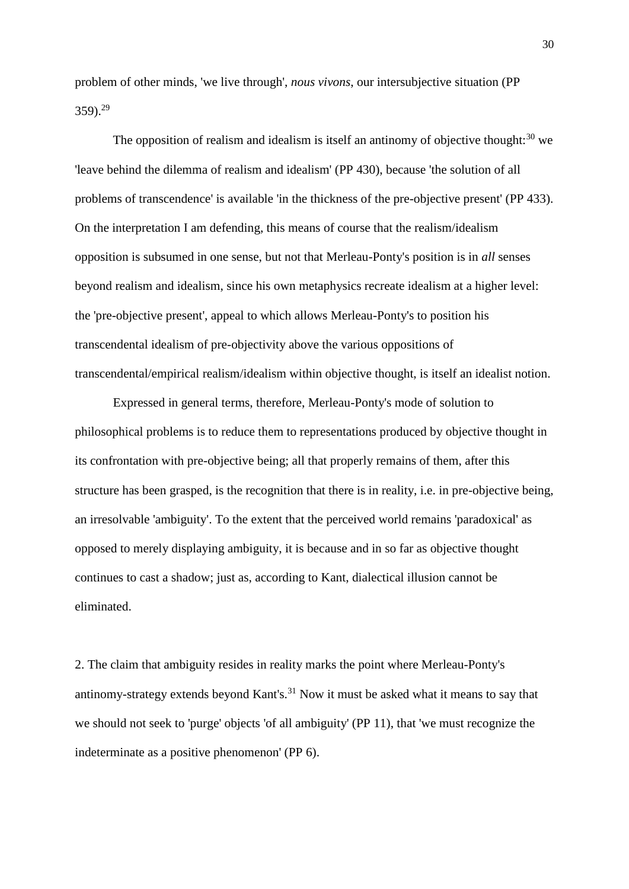problem of other minds, 'we live through', *nous vivons*, our intersubjective situation (PP 359).[29]

The opposition of realism and idealism is itself an antinomy of objective thought:[30] we 'leave behind the dilemma of realism and idealism' (PP 430), because 'the solution of all problems of transcendence' is available 'in the thickness of the pre-objective present' (PP 433). On the interpretation I am defending, this means of course that the realism/idealism opposition is subsumed in one sense, but not that Merleau-Ponty's position is in *all* senses beyond realism and idealism, since his own metaphysics recreate idealism at a higher level: the 'pre-objective present', appeal to which allows Merleau-Ponty's to position his transcendental idealism of pre-objectivity above the various oppositions of transcendental/empirical realism/idealism within objective thought, is itself an idealist notion.

Expressed in general terms, therefore, Merleau-Ponty's mode of solution to philosophical problems is to reduce them to representations produced by objective thought in its confrontation with pre-objective being; all that properly remains of them, after this structure has been grasped, is the recognition that there is in reality, i.e. in pre-objective being, an irresolvable 'ambiguity'. To the extent that the perceived world remains 'paradoxical' as opposed to merely displaying ambiguity, it is because and in so far as objective thought continues to cast a shadow; just as, according to Kant, dialectical illusion cannot be eliminated.

2. The claim that ambiguity resides in reality marks the point where Merleau-Ponty's antinomy-strategy extends beyond Kant's.[31] Now it must be asked what it means to say that we should not seek to 'purge' objects 'of all ambiguity' (PP 11), that 'we must recognize the indeterminate as a positive phenomenon' (PP 6).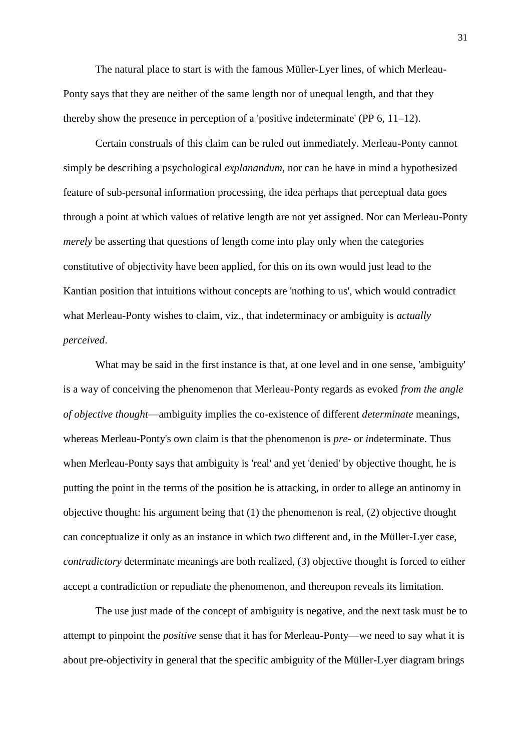The natural place to start is with the famous Müller-Lyer lines, of which Merleau-Ponty says that they are neither of the same length nor of unequal length, and that they thereby show the presence in perception of a 'positive indeterminate' (PP 6, 11–12).

Certain construals of this claim can be ruled out immediately. Merleau-Ponty cannot simply be describing a psychological *explanandum*, nor can he have in mind a hypothesized feature of sub-personal information processing, the idea perhaps that perceptual data goes through a point at which values of relative length are not yet assigned. Nor can Merleau-Ponty *merely* be asserting that questions of length come into play only when the categories constitutive of objectivity have been applied, for this on its own would just lead to the Kantian position that intuitions without concepts are 'nothing to us', which would contradict what Merleau-Ponty wishes to claim, viz., that indeterminacy or ambiguity is *actually perceived*.

What may be said in the first instance is that, at one level and in one sense, 'ambiguity' is a way of conceiving the phenomenon that Merleau-Ponty regards as evoked *from the angle of objective thought*—ambiguity implies the co-existence of different *determinate* meanings, whereas Merleau-Ponty's own claim is that the phenomenon is *pre*- or *in*determinate. Thus when Merleau-Ponty says that ambiguity is 'real' and yet 'denied' by objective thought, he is putting the point in the terms of the position he is attacking, in order to allege an antinomy in objective thought: his argument being that (1) the phenomenon is real, (2) objective thought can conceptualize it only as an instance in which two different and, in the Müller-Lyer case, *contradictory* determinate meanings are both realized, (3) objective thought is forced to either accept a contradiction or repudiate the phenomenon, and thereupon reveals its limitation.

The use just made of the concept of ambiguity is negative, and the next task must be to attempt to pinpoint the *positive* sense that it has for Merleau-Ponty—we need to say what it is about pre-objectivity in general that the specific ambiguity of the Müller-Lyer diagram brings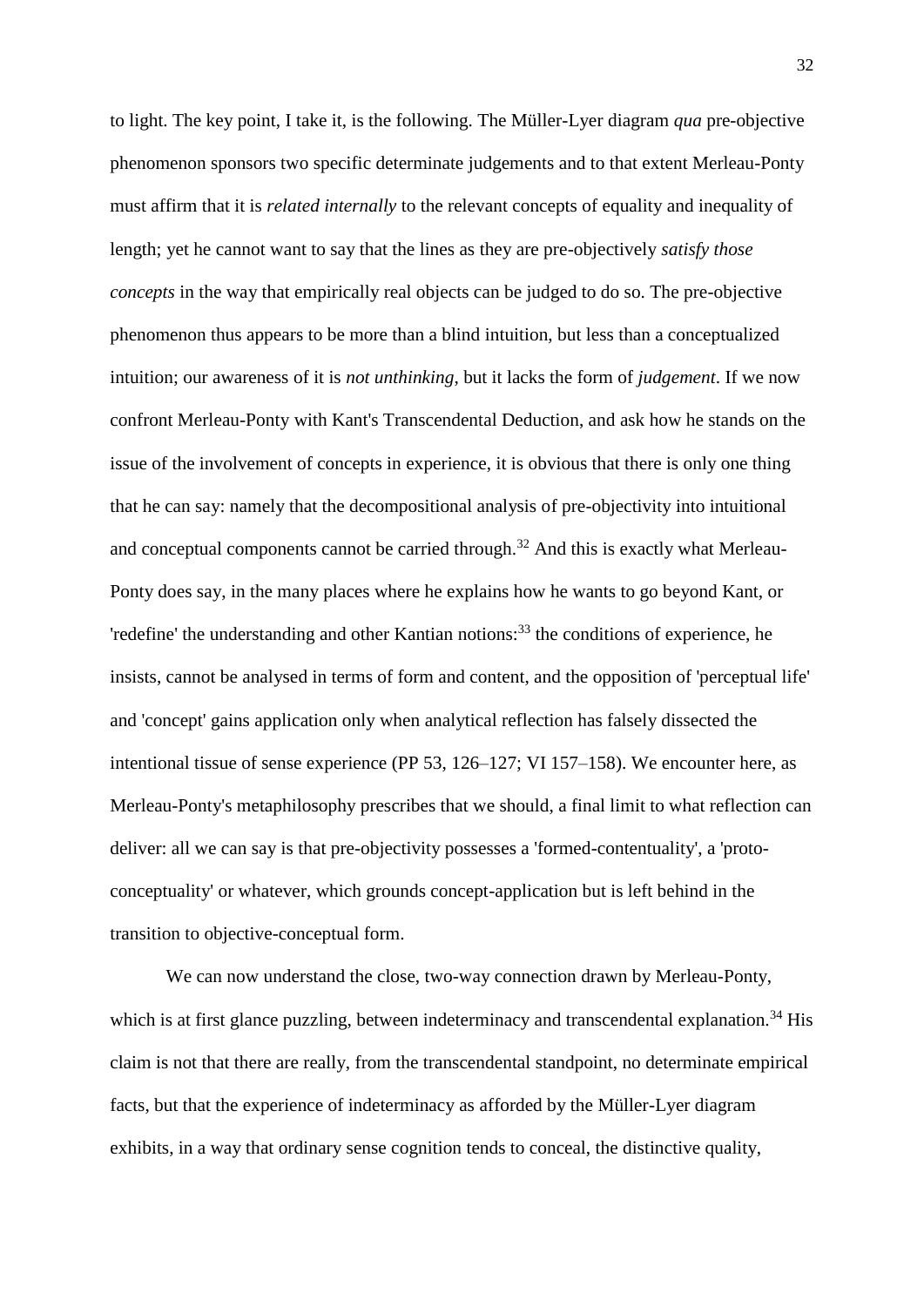to light. The key point, I take it, is the following. The Müller-Lyer diagram *qua* pre-objective phenomenon sponsors two specific determinate judgements and to that extent Merleau-Ponty must affirm that it is *related internally* to the relevant concepts of equality and inequality of length; yet he cannot want to say that the lines as they are pre-objectively *satisfy those concepts* in the way that empirically real objects can be judged to do so. The pre-objective phenomenon thus appears to be more than a blind intuition, but less than a conceptualized intuition; our awareness of it is *not unthinking*, but it lacks the form of *judgement*. If we now confront Merleau-Ponty with Kant's Transcendental Deduction, and ask how he stands on the issue of the involvement of concepts in experience, it is obvious that there is only one thing that he can say: namely that the decompositional analysis of pre-objectivity into intuitional and conceptual components cannot be carried through.[32] And this is exactly what Merleau-Ponty does say, in the many places where he explains how he wants to go beyond Kant, or 'redefine' the understanding and other Kantian notions:[33] the conditions of experience, he insists, cannot be analysed in terms of form and content, and the opposition of 'perceptual life' and 'concept' gains application only when analytical reflection has falsely dissected the intentional tissue of sense experience (PP 53, 126–127; VI 157–158). We encounter here, as Merleau-Ponty's metaphilosophy prescribes that we should, a final limit to what reflection can deliver: all we can say is that pre-objectivity possesses a 'formed-contentuality', a 'proto-conceptuality' or whatever, which grounds concept-application but is left behind in the transition to objective-conceptual form.

We can now understand the close, two-way connection drawn by Merleau-Ponty, which is at first glance puzzling, between indeterminacy and transcendental explanation.[34] His claim is not that there are really, from the transcendental standpoint, no determinate empirical facts, but that the experience of indeterminacy as afforded by the Müller-Lyer diagram exhibits, in a way that ordinary sense cognition tends to conceal, the distinctive quality,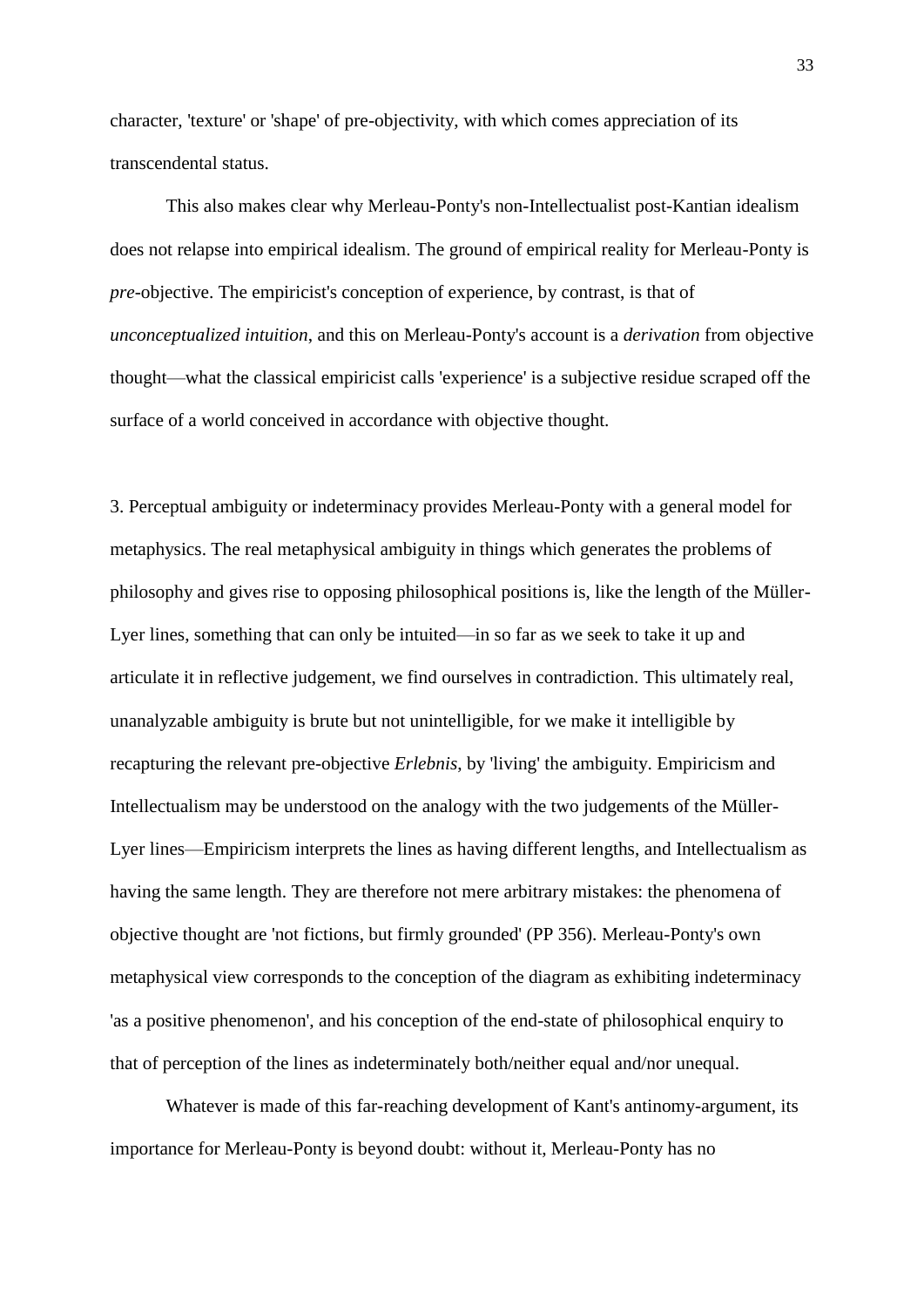character, 'texture' or 'shape' of pre-objectivity, with which comes appreciation of its transcendental status.

This also makes clear why Merleau-Ponty's non-Intellectualist post-Kantian idealism does not relapse into empirical idealism. The ground of empirical reality for Merleau-Ponty is *pre*-objective. The empiricist's conception of experience, by contrast, is that of *unconceptualized intuition*, and this on Merleau-Ponty's account is a *derivation* from objective thought—what the classical empiricist calls 'experience' is a subjective residue scraped off the surface of a world conceived in accordance with objective thought.

3. Perceptual ambiguity or indeterminacy provides Merleau-Ponty with a general model for metaphysics. The real metaphysical ambiguity in things which generates the problems of philosophy and gives rise to opposing philosophical positions is, like the length of the Müller-Lyer lines, something that can only be intuited—in so far as we seek to take it up and articulate it in reflective judgement, we find ourselves in contradiction. This ultimately real, unanalyzable ambiguity is brute but not unintelligible, for we make it intelligible by recapturing the relevant pre-objective *Erlebnis*, by 'living' the ambiguity. Empiricism and Intellectualism may be understood on the analogy with the two judgements of the Müller-Lyer lines—Empiricism interprets the lines as having different lengths, and Intellectualism as having the same length. They are therefore not mere arbitrary mistakes: the phenomena of objective thought are 'not fictions, but firmly grounded' (PP 356). Merleau-Ponty's own metaphysical view corresponds to the conception of the diagram as exhibiting indeterminacy 'as a positive phenomenon', and his conception of the end-state of philosophical enquiry to that of perception of the lines as indeterminately both/neither equal and/nor unequal.

Whatever is made of this far-reaching development of Kant's antinomy-argument, its importance for Merleau-Ponty is beyond doubt: without it, Merleau-Ponty has no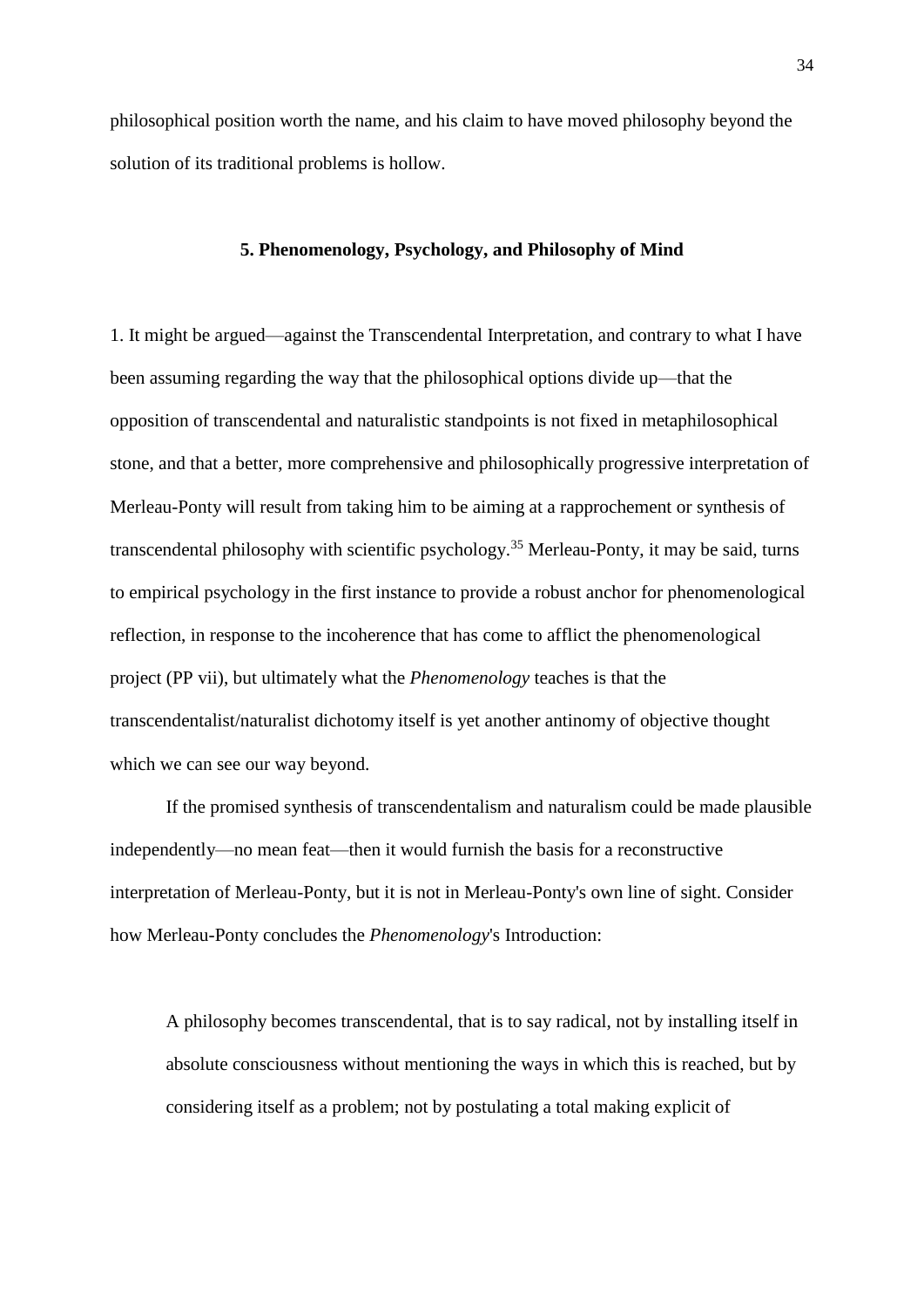philosophical position worth the name, and his claim to have moved philosophy beyond the solution of its traditional problems is hollow.

## 5. Phenomenology, Psychology, and Philosophy of Mind

1. It might be argued—against the Transcendental Interpretation, and contrary to what I have been assuming regarding the way that the philosophical options divide up—that the opposition of transcendental and naturalistic standpoints is not fixed in metaphilosophical stone, and that a better, more comprehensive and philosophically progressive interpretation of Merleau-Ponty will result from taking him to be aiming at a rapprochement or synthesis of transcendental philosophy with scientific psychology.[35] Merleau-Ponty, it may be said, turns to empirical psychology in the first instance to provide a robust anchor for phenomenological reflection, in response to the incoherence that has come to afflict the phenomenological project (PP vii), but ultimately what the *Phenomenology* teaches is that the transcendentalist/naturalist dichotomy itself is yet another antinomy of objective thought which we can see our way beyond.

If the promised synthesis of transcendentalism and naturalism could be made plausible independently—no mean feat—then it would furnish the basis for a reconstructive interpretation of Merleau-Ponty, but it is not in Merleau-Ponty's own line of sight. Consider how Merleau-Ponty concludes the *Phenomenology*'s Introduction:

> A philosophy becomes transcendental, that is to say radical, not by installing itself in absolute consciousness without mentioning the ways in which this is reached, but by considering itself as a problem; not by postulating a total making explicit of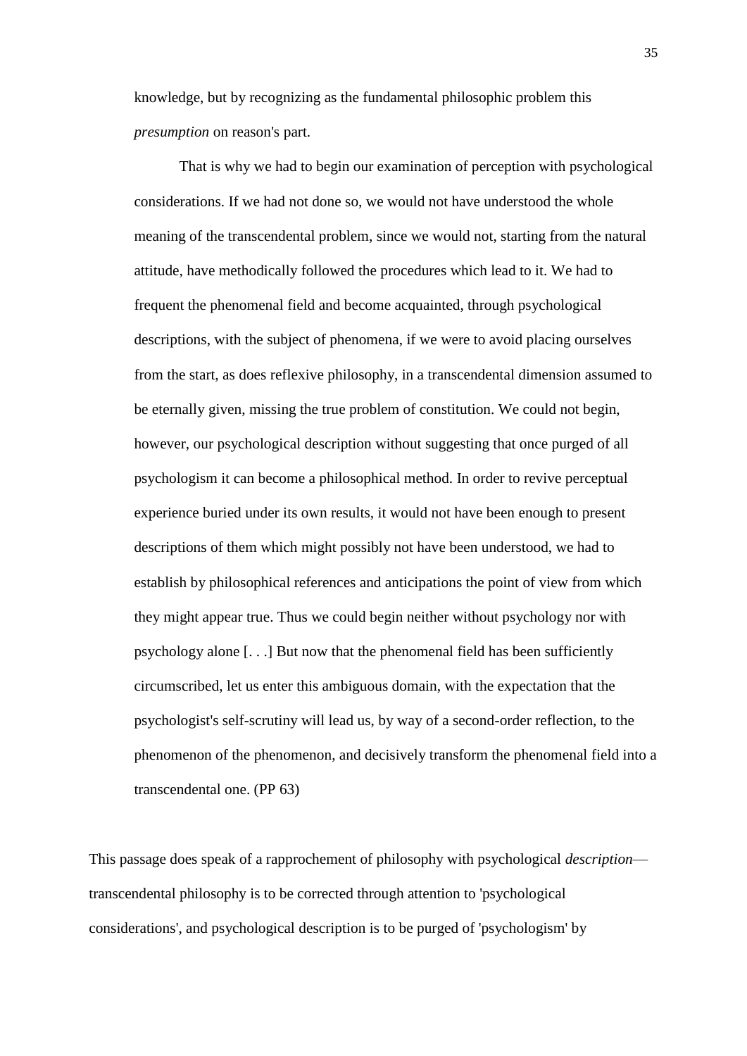knowledge, but by recognizing as the fundamental philosophic problem this *presumption* on reason's part.

> That is why we had to begin our examination of perception with psychological considerations. If we had not done so, we would not have understood the whole meaning of the transcendental problem, since we would not, starting from the natural attitude, have methodically followed the procedures which lead to it. We had to frequent the phenomenal field and become acquainted, through psychological descriptions, with the subject of phenomena, if we were to avoid placing ourselves from the start, as does reflexive philosophy, in a transcendental dimension assumed to be eternally given, missing the true problem of constitution. We could not begin, however, our psychological description without suggesting that once purged of all psychologism it can become a philosophical method. In order to revive perceptual experience buried under its own results, it would not have been enough to present descriptions of them which might possibly not have been understood, we had to establish by philosophical references and anticipations the point of view from which they might appear true. Thus we could begin neither without psychology nor with psychology alone [. . .] But now that the phenomenal field has been sufficiently circumscribed, let us enter this ambiguous domain, with the expectation that the psychologist's self-scrutiny will lead us, by way of a second-order reflection, to the phenomenon of the phenomenon, and decisively transform the phenomenal field into a transcendental one. (PP 63)

This passage does speak of a rapprochement of philosophy with psychological *description*—transcendental philosophy is to be corrected through attention to 'psychological considerations', and psychological description is to be purged of 'psychologism' by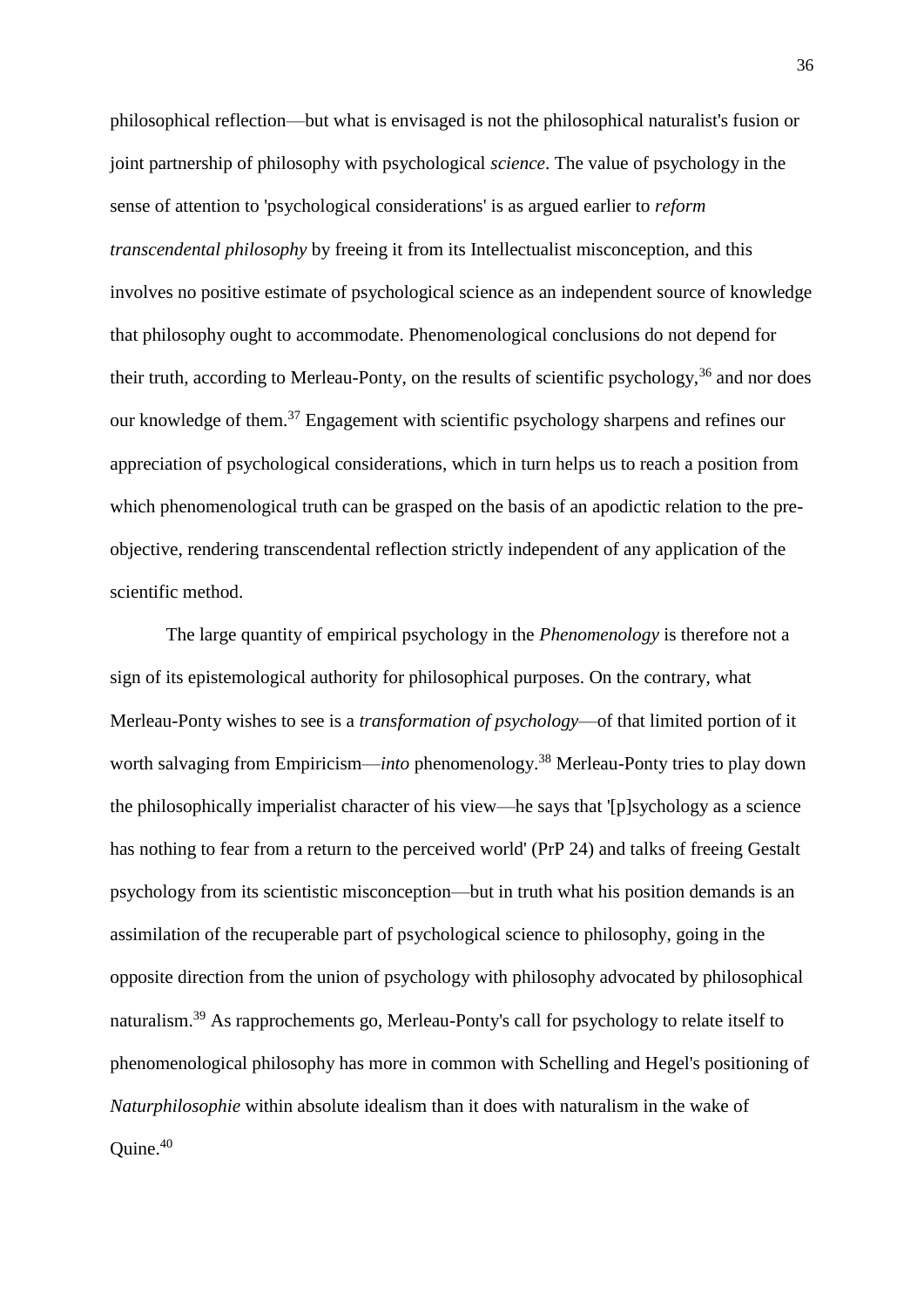philosophical reflection—but what is envisaged is not the philosophical naturalist's fusion or joint partnership of philosophy with psychological *science*. The value of psychology in the sense of attention to 'psychological considerations' is as argued earlier to *reform transcendental philosophy* by freeing it from its Intellectualist misconception, and this involves no positive estimate of psychological science as an independent source of knowledge that philosophy ought to accommodate. Phenomenological conclusions do not depend for their truth, according to Merleau-Ponty, on the results of scientific psychology,[36] and nor does our knowledge of them.[37] Engagement with scientific psychology sharpens and refines our appreciation of psychological considerations, which in turn helps us to reach a position from which phenomenological truth can be grasped on the basis of an apodictic relation to the pre-objective, rendering transcendental reflection strictly independent of any application of the scientific method.

The large quantity of empirical psychology in the *Phenomenology* is therefore not a sign of its epistemological authority for philosophical purposes. On the contrary, what Merleau-Ponty wishes to see is a *transformation of psychology*—of that limited portion of it worth salvaging from Empiricism—*into* phenomenology.[38] Merleau-Ponty tries to play down the philosophically imperialist character of his view—he says that '[p]sychology as a science has nothing to fear from a return to the perceived world' (PrP 24) and talks of freeing Gestalt psychology from its scientistic misconception—but in truth what his position demands is an assimilation of the recuperable part of psychological science to philosophy, going in the opposite direction from the union of psychology with philosophy advocated by philosophical naturalism.[39] As rapprochements go, Merleau-Ponty's call for psychology to relate itself to phenomenological philosophy has more in common with Schelling and Hegel's positioning of *Naturphilosophie* within absolute idealism than it does with naturalism in the wake of Quine.[40]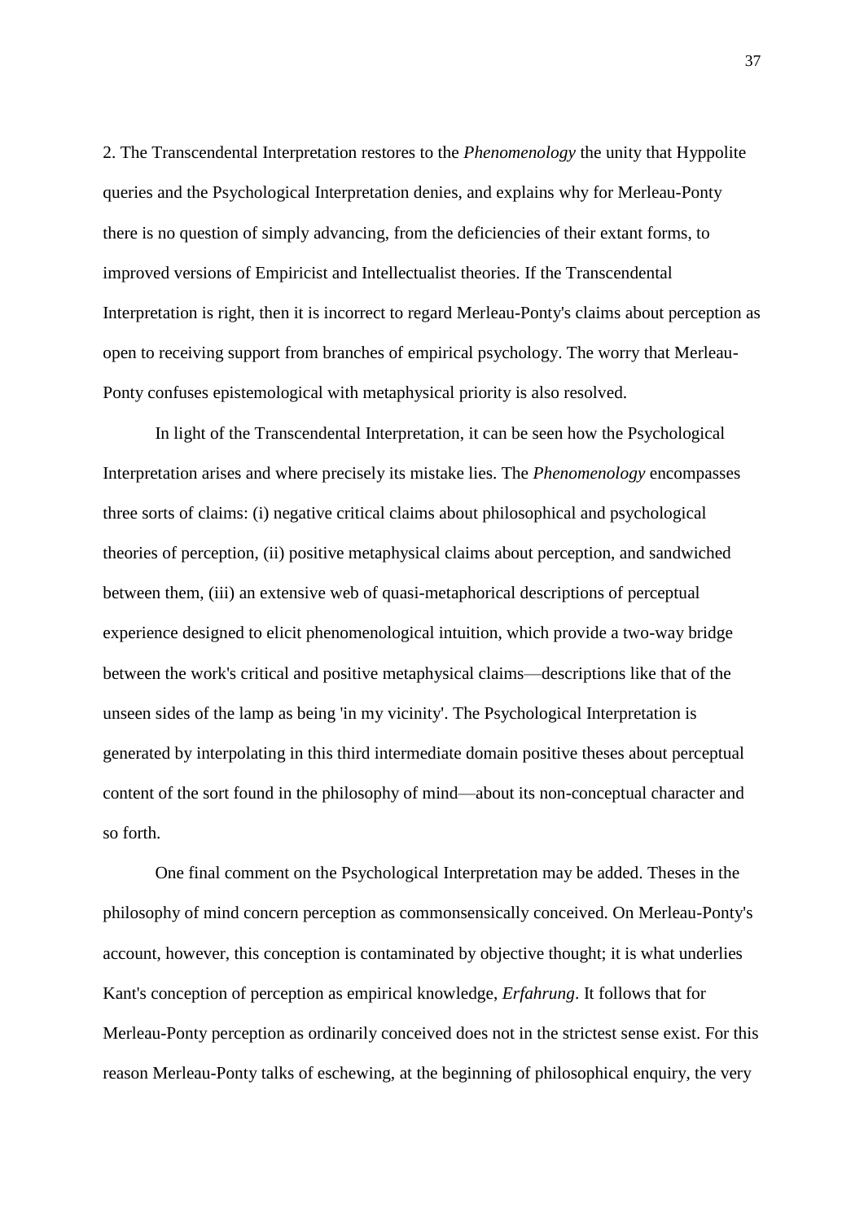2. The Transcendental Interpretation restores to the *Phenomenology* the unity that Hyppolite queries and the Psychological Interpretation denies, and explains why for Merleau-Ponty there is no question of simply advancing, from the deficiencies of their extant forms, to improved versions of Empiricist and Intellectualist theories. If the Transcendental Interpretation is right, then it is incorrect to regard Merleau-Ponty's claims about perception as open to receiving support from branches of empirical psychology. The worry that Merleau-Ponty confuses epistemological with metaphysical priority is also resolved.

In light of the Transcendental Interpretation, it can be seen how the Psychological Interpretation arises and where precisely its mistake lies. The *Phenomenology* encompasses three sorts of claims: (i) negative critical claims about philosophical and psychological theories of perception, (ii) positive metaphysical claims about perception, and sandwiched between them, (iii) an extensive web of quasi-metaphorical descriptions of perceptual experience designed to elicit phenomenological intuition, which provide a two-way bridge between the work's critical and positive metaphysical claims—descriptions like that of the unseen sides of the lamp as being 'in my vicinity'. The Psychological Interpretation is generated by interpolating in this third intermediate domain positive theses about perceptual content of the sort found in the philosophy of mind—about its non-conceptual character and so forth.

One final comment on the Psychological Interpretation may be added. Theses in the philosophy of mind concern perception as commonsensically conceived. On Merleau-Ponty's account, however, this conception is contaminated by objective thought; it is what underlies Kant's conception of perception as empirical knowledge, *Erfahrung*. It follows that for Merleau-Ponty perception as ordinarily conceived does not in the strictest sense exist. For this reason Merleau-Ponty talks of eschewing, at the beginning of philosophical enquiry, the very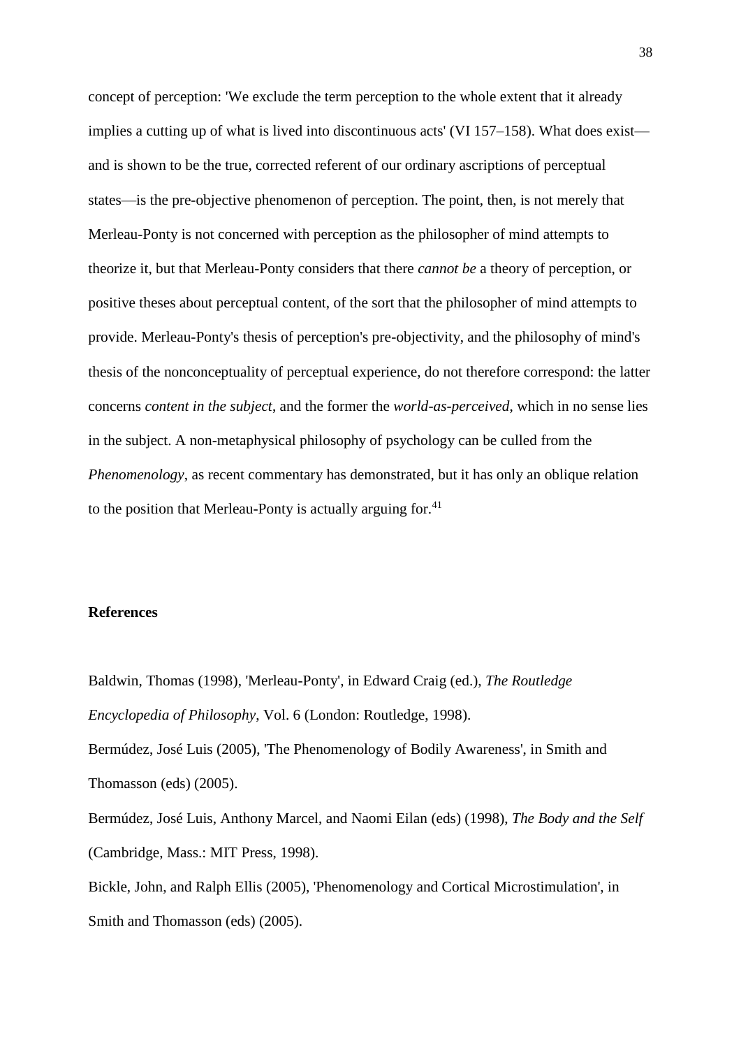concept of perception: 'We exclude the term perception to the whole extent that it already implies a cutting up of what is lived into discontinuous acts' (VI 157–158). What does exist—and is shown to be the true, corrected referent of our ordinary ascriptions of perceptual states—is the pre-objective phenomenon of perception. The point, then, is not merely that Merleau-Ponty is not concerned with perception as the philosopher of mind attempts to theorize it, but that Merleau-Ponty considers that there *cannot be* a theory of perception, or positive theses about perceptual content, of the sort that the philosopher of mind attempts to provide. Merleau-Ponty's thesis of perception's pre-objectivity, and the philosophy of mind's thesis of the nonconceptuality of perceptual experience, do not therefore correspond: the latter concerns *content in the subject*, and the former the *world-as-perceived*, which in no sense lies in the subject. A non-metaphysical philosophy of psychology can be culled from the *Phenomenology*, as recent commentary has demonstrated, but it has only an oblique relation to the position that Merleau-Ponty is actually arguing for.[41]

**References**

Baldwin, Thomas (1998), 'Merleau-Ponty', in Edward Craig (ed.), *The Routledge Encyclopedia of Philosophy*, Vol. 6 (London: Routledge, 1998).

Bermúdez, José Luis (2005), 'The Phenomenology of Bodily Awareness', in Smith and Thomasson (eds) (2005).

Bermúdez, José Luis, Anthony Marcel, and Naomi Eilan (eds) (1998), *The Body and the Self* (Cambridge, Mass.: MIT Press, 1998).

Bickle, John, and Ralph Ellis (2005), 'Phenomenology and Cortical Microstimulation', in Smith and Thomasson (eds) (2005).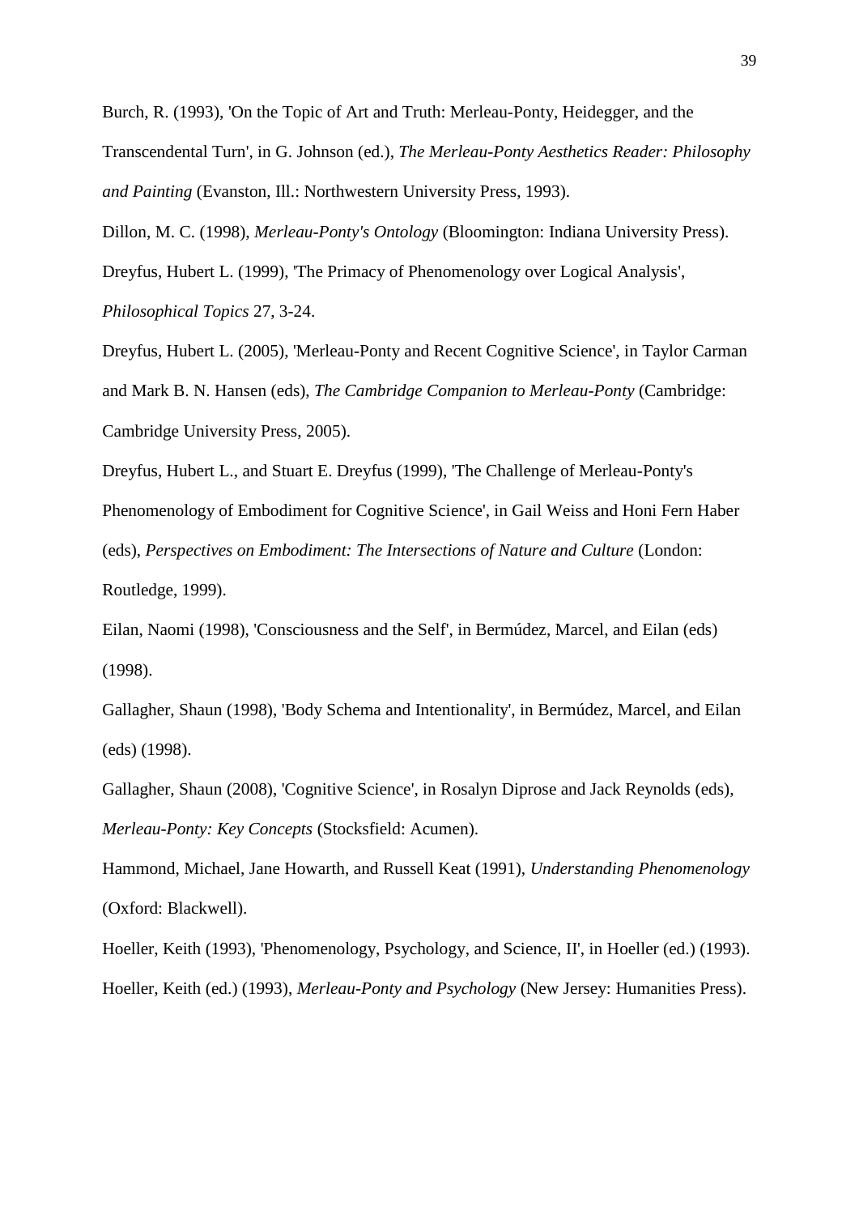Burch, R. (1993), 'On the Topic of Art and Truth: Merleau-Ponty, Heidegger, and the Transcendental Turn', in G. Johnson (ed.), *The Merleau-Ponty Aesthetics Reader: Philosophy and Painting* (Evanston, Ill.: Northwestern University Press, 1993).

Dillon, M. C. (1998), *Merleau-Ponty's Ontology* (Bloomington: Indiana University Press).

Dreyfus, Hubert L. (1999), 'The Primacy of Phenomenology over Logical Analysis', *Philosophical Topics* 27, 3-24.

Dreyfus, Hubert L. (2005), 'Merleau-Ponty and Recent Cognitive Science', in Taylor Carman and Mark B. N. Hansen (eds), *The Cambridge Companion to Merleau-Ponty* (Cambridge: Cambridge University Press, 2005).

Dreyfus, Hubert L., and Stuart E. Dreyfus (1999), 'The Challenge of Merleau-Ponty's Phenomenology of Embodiment for Cognitive Science', in Gail Weiss and Honi Fern Haber (eds), *Perspectives on Embodiment: The Intersections of Nature and Culture* (London: Routledge, 1999).

Eilan, Naomi (1998), 'Consciousness and the Self', in Bermúdez, Marcel, and Eilan (eds) (1998).

Gallagher, Shaun (1998), 'Body Schema and Intentionality', in Bermúdez, Marcel, and Eilan (eds) (1998).

Gallagher, Shaun (2008), 'Cognitive Science', in Rosalyn Diprose and Jack Reynolds (eds), *Merleau-Ponty: Key Concepts* (Stocksfield: Acumen).

Hammond, Michael, Jane Howarth, and Russell Keat (1991), *Understanding Phenomenology* (Oxford: Blackwell).

Hoeller, Keith (1993), 'Phenomenology, Psychology, and Science, II', in Hoeller (ed.) (1993).

Hoeller, Keith (ed.) (1993), *Merleau-Ponty and Psychology* (New Jersey: Humanities Press).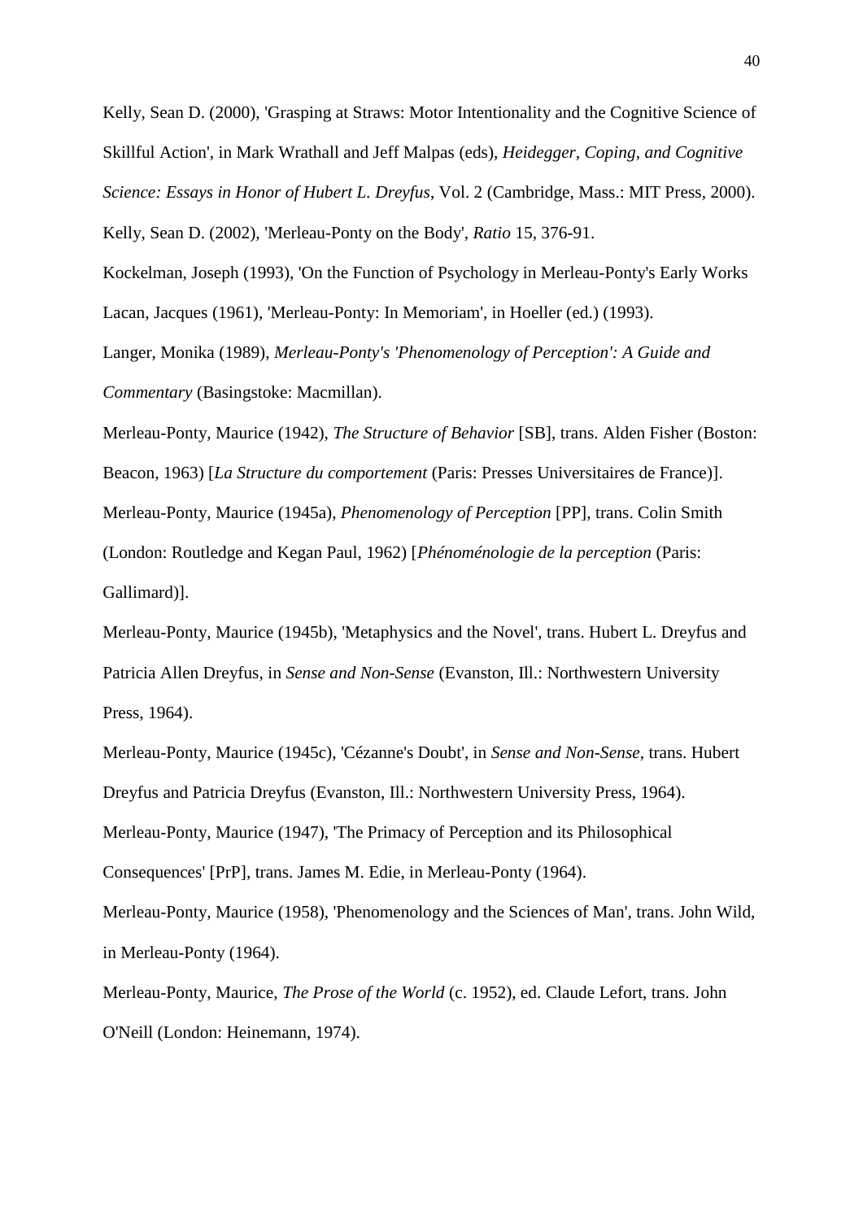Kelly, Sean D. (2000), 'Grasping at Straws: Motor Intentionality and the Cognitive Science of Skillful Action', in Mark Wrathall and Jeff Malpas (eds), *Heidegger, Coping, and Cognitive Science: Essays in Honor of Hubert L. Dreyfus*, Vol. 2 (Cambridge, Mass.: MIT Press, 2000).

Kelly, Sean D. (2002), 'Merleau-Ponty on the Body', *Ratio* 15, 376-91.

Kockelman, Joseph (1993), 'On the Function of Psychology in Merleau-Ponty's Early Works

Lacan, Jacques (1961), 'Merleau-Ponty: In Memoriam', in Hoeller (ed.) (1993).

Langer, Monika (1989), *Merleau-Ponty's 'Phenomenology of Perception': A Guide and Commentary* (Basingstoke: Macmillan).

Merleau-Ponty, Maurice (1942), *The Structure of Behavior* [SB], trans. Alden Fisher (Boston: Beacon, 1963) [*La Structure du comportement* (Paris: Presses Universitaires de France)].

Merleau-Ponty, Maurice (1945a), *Phenomenology of Perception* [PP], trans. Colin Smith (London: Routledge and Kegan Paul, 1962) [*Phénoménologie de la perception* (Paris: Gallimard)].

Merleau-Ponty, Maurice (1945b), 'Metaphysics and the Novel', trans. Hubert L. Dreyfus and Patricia Allen Dreyfus, in *Sense and Non-Sense* (Evanston, Ill.: Northwestern University Press, 1964).

Merleau-Ponty, Maurice (1945c), 'Cézanne's Doubt', in *Sense and Non-Sense*, trans. Hubert Dreyfus and Patricia Dreyfus (Evanston, Ill.: Northwestern University Press, 1964).

Merleau-Ponty, Maurice (1947), 'The Primacy of Perception and its Philosophical Consequences' [PrP], trans. James M. Edie, in Merleau-Ponty (1964).

Merleau-Ponty, Maurice (1958), 'Phenomenology and the Sciences of Man', trans. John Wild, in Merleau-Ponty (1964).

Merleau-Ponty, Maurice, *The Prose of the World* (c. 1952), ed. Claude Lefort, trans. John O'Neill (London: Heinemann, 1974).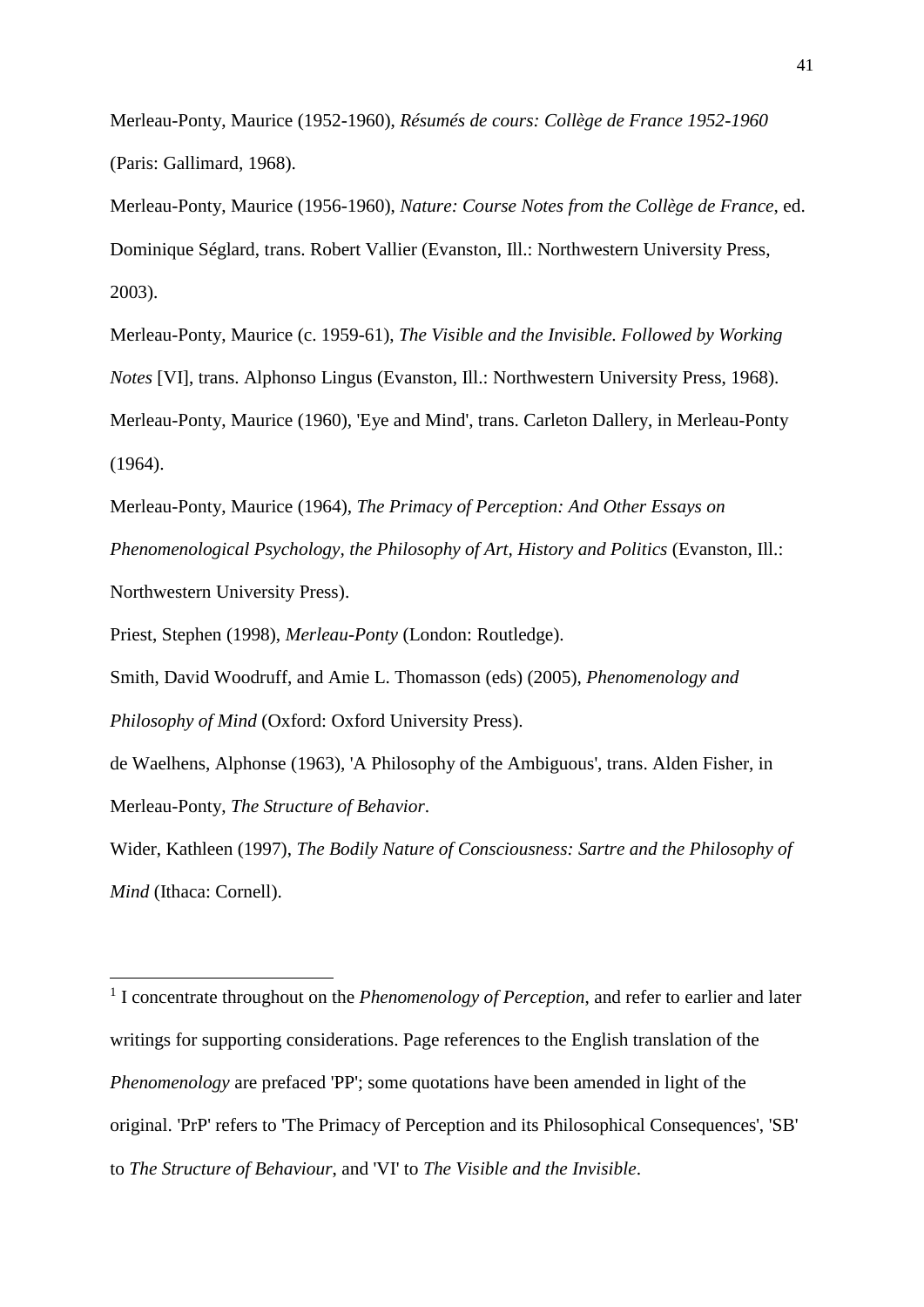Merleau-Ponty, Maurice (1952-1960), *Résumés de cours: Collège de France 1952-1960* (Paris: Gallimard, 1968).

Merleau-Ponty, Maurice (1956-1960), *Nature: Course Notes from the Collège de France*, ed. Dominique Séglard, trans. Robert Vallier (Evanston, Ill.: Northwestern University Press, 2003).

Merleau-Ponty, Maurice (c. 1959-61), *The Visible and the Invisible. Followed by Working Notes* [VI], trans. Alphonso Lingus (Evanston, Ill.: Northwestern University Press, 1968).

Merleau-Ponty, Maurice (1960), 'Eye and Mind', trans. Carleton Dallery, in Merleau-Ponty (1964).

Merleau-Ponty, Maurice (1964), *The Primacy of Perception: And Other Essays on Phenomenological Psychology, the Philosophy of Art, History and Politics* (Evanston, Ill.: Northwestern University Press).

Priest, Stephen (1998), *Merleau-Ponty* (London: Routledge).

Smith, David Woodruff, and Amie L. Thomasson (eds) (2005), *Phenomenology and Philosophy of Mind* (Oxford: Oxford University Press).

de Waelhens, Alphonse (1963), 'A Philosophy of the Ambiguous', trans. Alden Fisher, in Merleau-Ponty, *The Structure of Behavior*.

Wider, Kathleen (1997), *The Bodily Nature of Consciousness: Sartre and the Philosophy of Mind* (Ithaca: Cornell).

---

[1] I concentrate throughout on the *Phenomenology of Perception*, and refer to earlier and later writings for supporting considerations. Page references to the English translation of the *Phenomenology* are prefaced 'PP'; some quotations have been amended in light of the original. 'PrP' refers to 'The Primacy of Perception and its Philosophical Consequences', 'SB' to *The Structure of Behaviour*, and 'VI' to *The Visible and the Invisible*.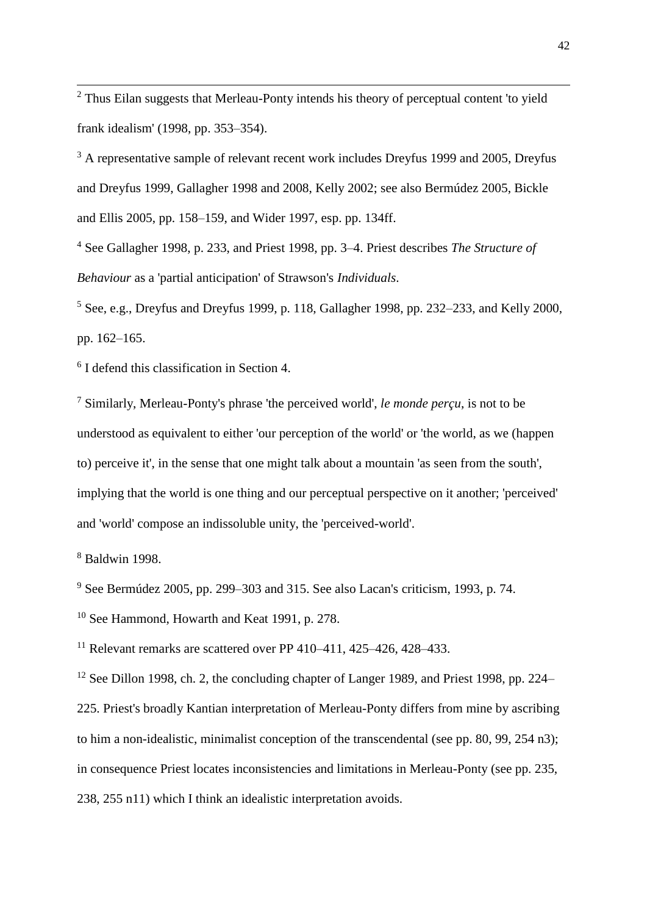[2] Thus Eilan suggests that Merleau-Ponty intends his theory of perceptual content 'to yield frank idealism' (1998, pp. 353–354).

[3] A representative sample of relevant recent work includes Dreyfus 1999 and 2005, Dreyfus and Dreyfus 1999, Gallagher 1998 and 2008, Kelly 2002; see also Bermúdez 2005, Bickle and Ellis 2005, pp. 158–159, and Wider 1997, esp. pp. 134ff.

[4] See Gallagher 1998, p. 233, and Priest 1998, pp. 3–4. Priest describes *The Structure of Behaviour* as a 'partial anticipation' of Strawson's *Individuals*.

[5] See, e.g., Dreyfus and Dreyfus 1999, p. 118, Gallagher 1998, pp. 232–233, and Kelly 2000, pp. 162–165.

[6] I defend this classification in Section 4.

[7] Similarly, Merleau-Ponty's phrase 'the perceived world', *le monde perçu*, is not to be understood as equivalent to either 'our perception of the world' or 'the world, as we (happen to) perceive it', in the sense that one might talk about a mountain 'as seen from the south', implying that the world is one thing and our perceptual perspective on it another; 'perceived' and 'world' compose an indissoluble unity, the 'perceived-world'.

[8] Baldwin 1998.

[9] See Bermúdez 2005, pp. 299–303 and 315. See also Lacan's criticism, 1993, p. 74.

[10] See Hammond, Howarth and Keat 1991, p. 278.

[11] Relevant remarks are scattered over PP 410–411, 425–426, 428–433.

[12] See Dillon 1998, ch. 2, the concluding chapter of Langer 1989, and Priest 1998, pp. 224–225. Priest's broadly Kantian interpretation of Merleau-Ponty differs from mine by ascribing to him a non-idealistic, minimalist conception of the transcendental (see pp. 80, 99, 254 n3); in consequence Priest locates inconsistencies and limitations in Merleau-Ponty (see pp. 235, 238, 255 n11) which I think an idealistic interpretation avoids.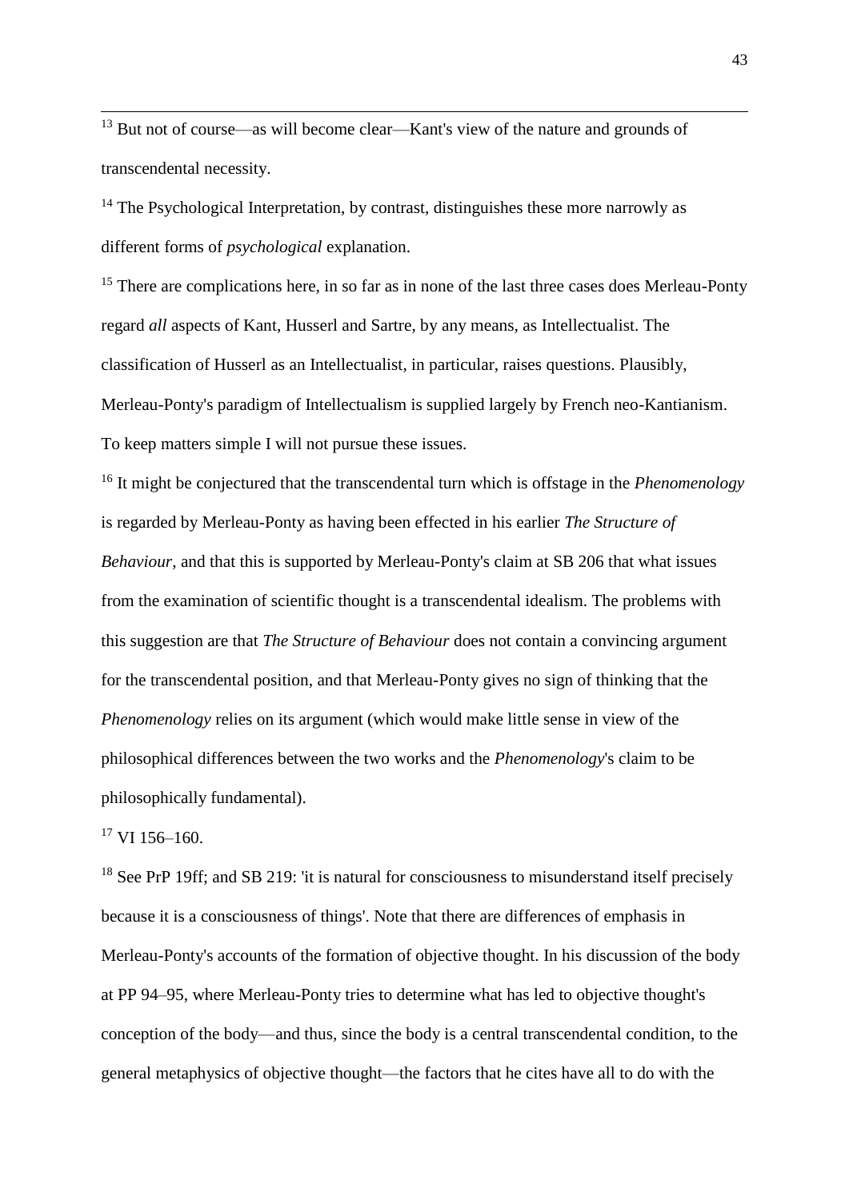[13] But not of course—as will become clear—Kant's view of the nature and grounds of transcendental necessity.

[14] The Psychological Interpretation, by contrast, distinguishes these more narrowly as different forms of *psychological* explanation.

[15] There are complications here, in so far as in none of the last three cases does Merleau-Ponty regard *all* aspects of Kant, Husserl and Sartre, by any means, as Intellectualist. The classification of Husserl as an Intellectualist, in particular, raises questions. Plausibly, Merleau-Ponty's paradigm of Intellectualism is supplied largely by French neo-Kantianism. To keep matters simple I will not pursue these issues.

[16] It might be conjectured that the transcendental turn which is offstage in the *Phenomenology* is regarded by Merleau-Ponty as having been effected in his earlier *The Structure of Behaviour*, and that this is supported by Merleau-Ponty's claim at SB 206 that what issues from the examination of scientific thought is a transcendental idealism. The problems with this suggestion are that *The Structure of Behaviour* does not contain a convincing argument for the transcendental position, and that Merleau-Ponty gives no sign of thinking that the *Phenomenology* relies on its argument (which would make little sense in view of the philosophical differences between the two works and the *Phenomenology*'s claim to be philosophically fundamental).

[17] VI 156–160.

[18] See PrP 19ff; and SB 219: 'it is natural for consciousness to misunderstand itself precisely because it is a consciousness of things'. Note that there are differences of emphasis in Merleau-Ponty's accounts of the formation of objective thought. In his discussion of the body at PP 94–95, where Merleau-Ponty tries to determine what has led to objective thought's conception of the body—and thus, since the body is a central transcendental condition, to the general metaphysics of objective thought—the factors that he cites have all to do with the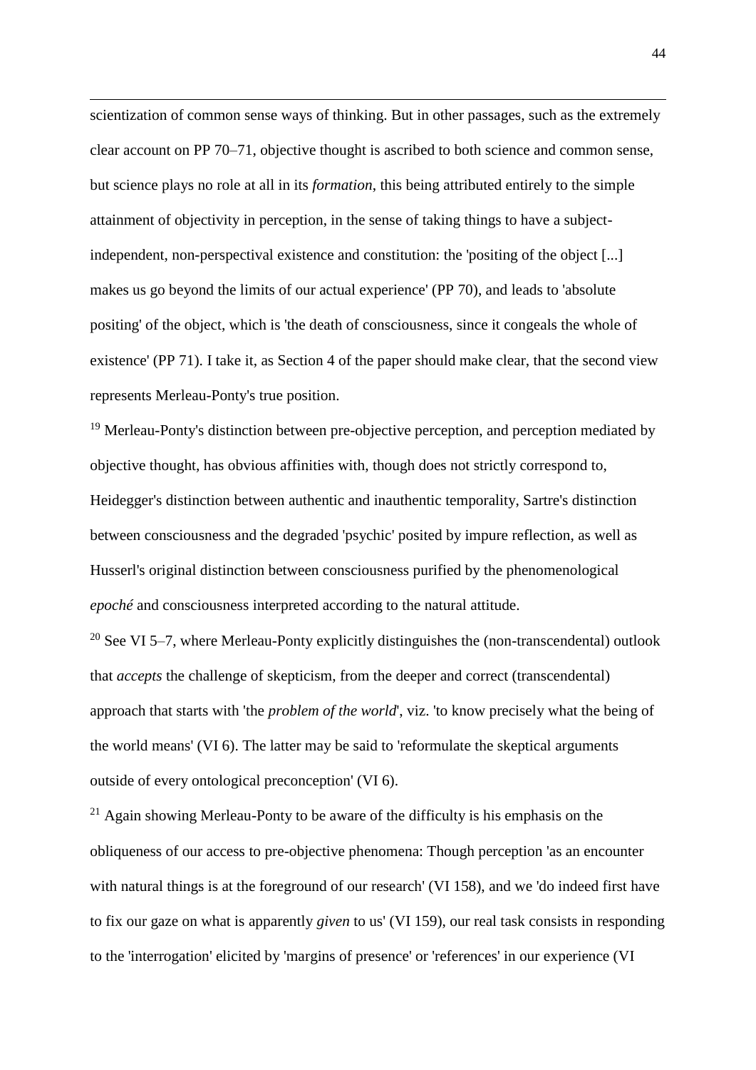scientization of common sense ways of thinking. But in other passages, such as the extremely clear account on PP 70–71, objective thought is ascribed to both science and common sense, but science plays no role at all in its *formation*, this being attributed entirely to the simple attainment of objectivity in perception, in the sense of taking things to have a subject-independent, non-perspectival existence and constitution: the 'positing of the object [...] makes us go beyond the limits of our actual experience' (PP 70), and leads to 'absolute positing' of the object, which is 'the death of consciousness, since it congeals the whole of existence' (PP 71). I take it, as Section 4 of the paper should make clear, that the second view represents Merleau-Ponty's true position.

[19] Merleau-Ponty's distinction between pre-objective perception, and perception mediated by objective thought, has obvious affinities with, though does not strictly correspond to, Heidegger's distinction between authentic and inauthentic temporality, Sartre's distinction between consciousness and the degraded 'psychic' posited by impure reflection, as well as Husserl's original distinction between consciousness purified by the phenomenological *epoché* and consciousness interpreted according to the natural attitude.

[20] See VI 5–7, where Merleau-Ponty explicitly distinguishes the (non-transcendental) outlook that *accepts* the challenge of skepticism, from the deeper and correct (transcendental) approach that starts with 'the *problem of the world*', viz. 'to know precisely what the being of the world means' (VI 6). The latter may be said to 'reformulate the skeptical arguments outside of every ontological preconception' (VI 6).

[21] Again showing Merleau-Ponty to be aware of the difficulty is his emphasis on the obliqueness of our access to pre-objective phenomena: Though perception 'as an encounter with natural things is at the foreground of our research' (VI 158), and we 'do indeed first have to fix our gaze on what is apparently *given* to us' (VI 159), our real task consists in responding to the 'interrogation' elicited by 'margins of presence' or 'references' in our experience (VI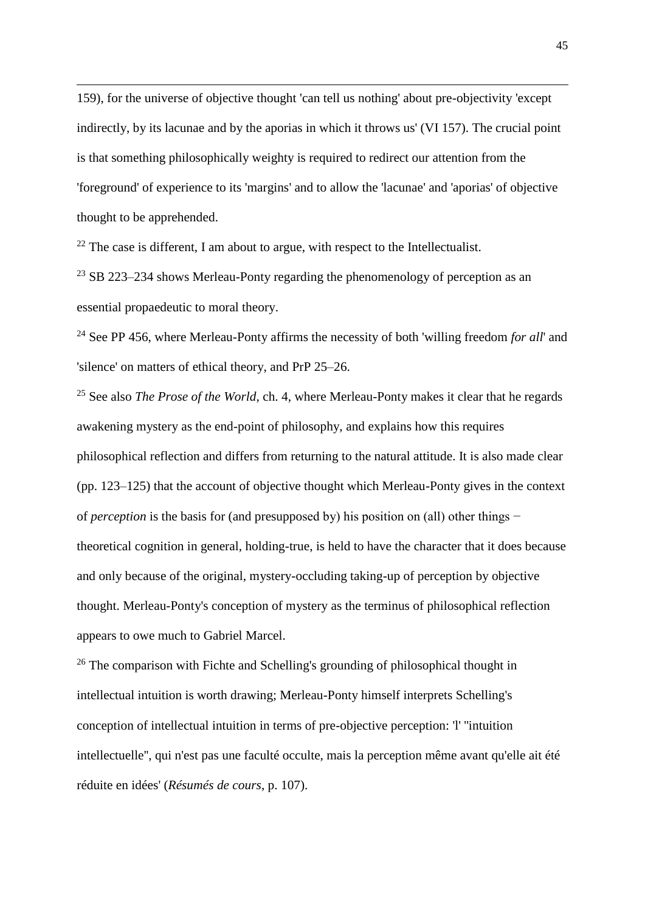159), for the universe of objective thought 'can tell us nothing' about pre-objectivity 'except indirectly, by its lacunae and by the aporias in which it throws us' (VI 157). The crucial point is that something philosophically weighty is required to redirect our attention from the 'foreground' of experience to its 'margins' and to allow the 'lacunae' and 'aporias' of objective thought to be apprehended.

[22] The case is different, I am about to argue, with respect to the Intellectualist.

[23] SB 223–234 shows Merleau-Ponty regarding the phenomenology of perception as an essential propaedeutic to moral theory.

[24] See PP 456, where Merleau-Ponty affirms the necessity of both 'willing freedom *for all*' and 'silence' on matters of ethical theory, and PrP 25–26.

[25] See also *The Prose of the World*, ch. 4, where Merleau-Ponty makes it clear that he regards awakening mystery as the end-point of philosophy, and explains how this requires philosophical reflection and differs from returning to the natural attitude. It is also made clear (pp. 123–125) that the account of objective thought which Merleau-Ponty gives in the context of *perception* is the basis for (and presupposed by) his position on (all) other things − theoretical cognition in general, holding-true, is held to have the character that it does because and only because of the original, mystery-occluding taking-up of perception by objective thought. Merleau-Ponty's conception of mystery as the terminus of philosophical reflection appears to owe much to Gabriel Marcel.

[26] The comparison with Fichte and Schelling's grounding of philosophical thought in intellectual intuition is worth drawing; Merleau-Ponty himself interprets Schelling's conception of intellectual intuition in terms of pre-objective perception: 'l' "intuition intellectuelle", qui n'est pas une faculté occulte, mais la perception même avant qu'elle ait été réduite en idées' (*Résumés de cours*, p. 107).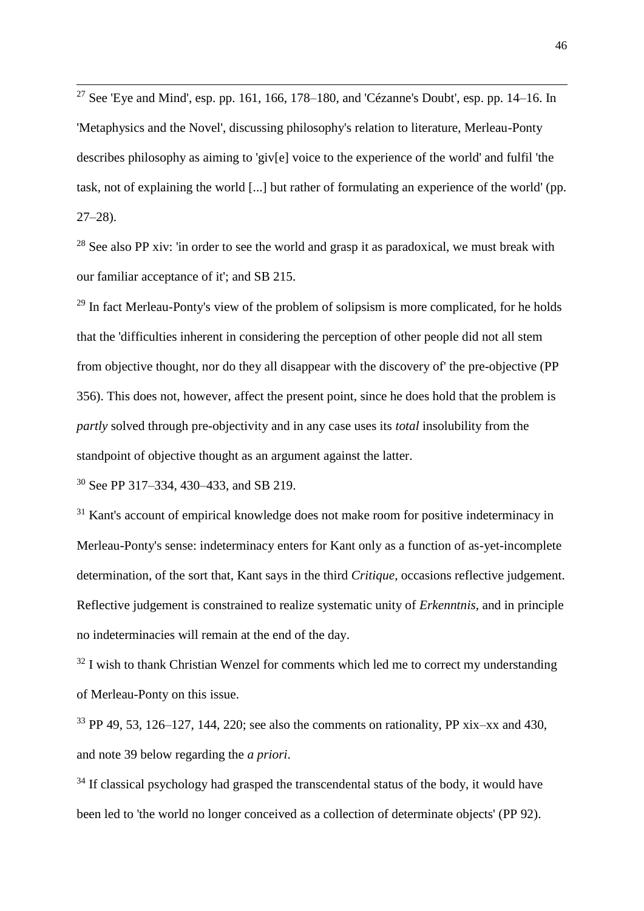[27] See 'Eye and Mind', esp. pp. 161, 166, 178–180, and 'Cézanne's Doubt', esp. pp. 14–16. In 'Metaphysics and the Novel', discussing philosophy's relation to literature, Merleau-Ponty describes philosophy as aiming to 'giv[e] voice to the experience of the world' and fulfil 'the task, not of explaining the world [...] but rather of formulating an experience of the world' (pp. 27–28).

[28] See also PP xiv: 'in order to see the world and grasp it as paradoxical, we must break with our familiar acceptance of it'; and SB 215.

[29] In fact Merleau-Ponty's view of the problem of solipsism is more complicated, for he holds that the 'difficulties inherent in considering the perception of other people did not all stem from objective thought, nor do they all disappear with the discovery of' the pre-objective (PP 356). This does not, however, affect the present point, since he does hold that the problem is *partly* solved through pre-objectivity and in any case uses its *total* insolubility from the standpoint of objective thought as an argument against the latter.

[30] See PP 317–334, 430–433, and SB 219.

[31] Kant's account of empirical knowledge does not make room for positive indeterminacy in Merleau-Ponty's sense: indeterminacy enters for Kant only as a function of as-yet-incomplete determination, of the sort that, Kant says in the third *Critique*, occasions reflective judgement. Reflective judgement is constrained to realize systematic unity of *Erkenntnis*, and in principle no indeterminacies will remain at the end of the day.

[32] I wish to thank Christian Wenzel for comments which led me to correct my understanding of Merleau-Ponty on this issue.

[33] PP 49, 53, 126–127, 144, 220; see also the comments on rationality, PP xix–xx and 430, and note 39 below regarding the *a priori*.

[34] If classical psychology had grasped the transcendental status of the body, it would have been led to 'the world no longer conceived as a collection of determinate objects' (PP 92).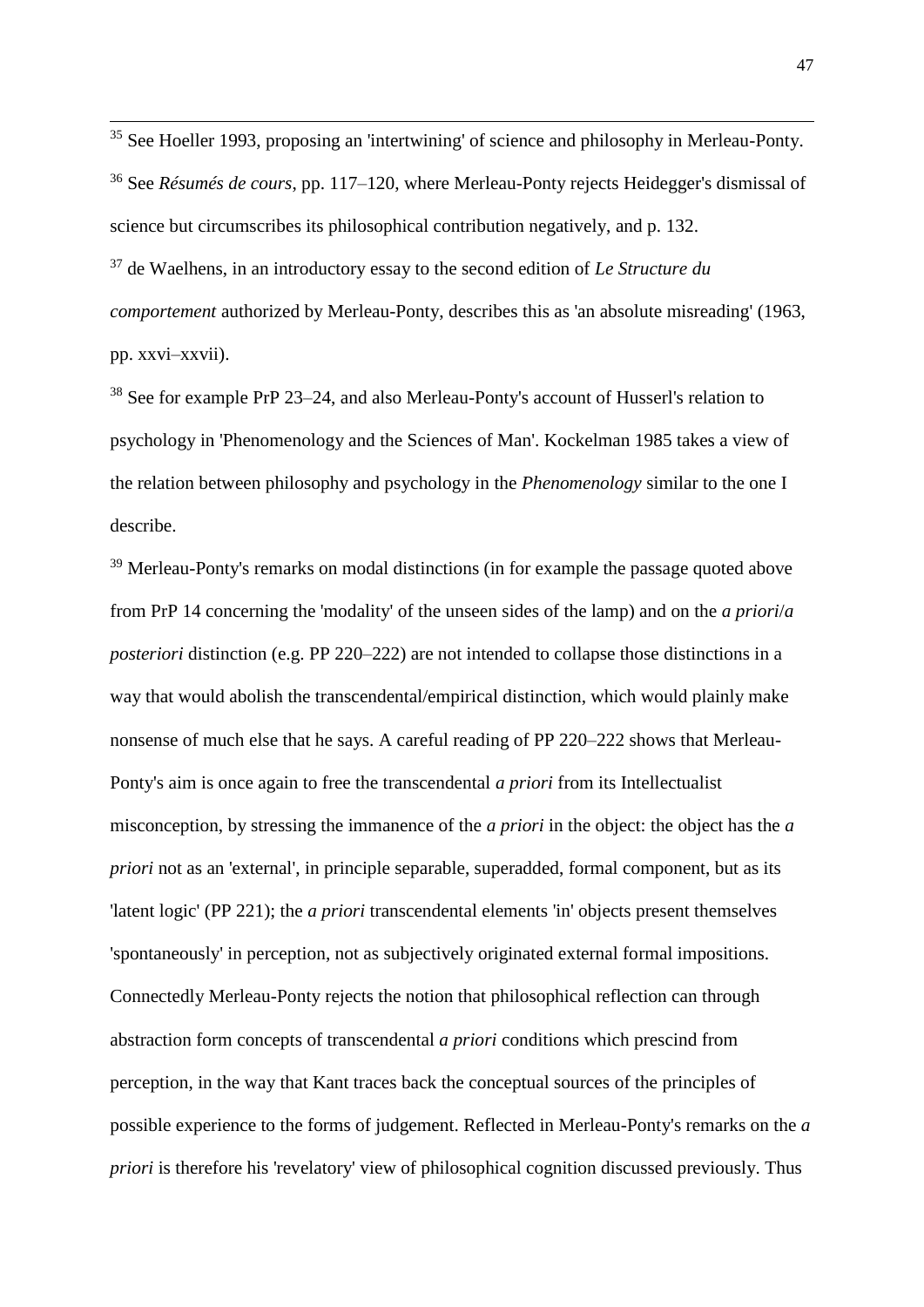[35] See Hoeller 1993, proposing an 'intertwining' of science and philosophy in Merleau-Ponty.

[36] See *Résumés de cours*, pp. 117–120, where Merleau-Ponty rejects Heidegger's dismissal of science but circumscribes its philosophical contribution negatively, and p. 132.

[37] de Waelhens, in an introductory essay to the second edition of *Le Structure du comportement* authorized by Merleau-Ponty, describes this as 'an absolute misreading' (1963, pp. xxvi–xxvii).

[38] See for example PrP 23–24, and also Merleau-Ponty's account of Husserl's relation to psychology in 'Phenomenology and the Sciences of Man'. Kockelman 1985 takes a view of the relation between philosophy and psychology in the *Phenomenology* similar to the one I describe.

[39] Merleau-Ponty's remarks on modal distinctions (in for example the passage quoted above from PrP 14 concerning the 'modality' of the unseen sides of the lamp) and on the *a priori*/*a posteriori* distinction (e.g. PP 220–222) are not intended to collapse those distinctions in a way that would abolish the transcendental/empirical distinction, which would plainly make nonsense of much else that he says. A careful reading of PP 220–222 shows that Merleau-Ponty's aim is once again to free the transcendental *a priori* from its Intellectualist misconception, by stressing the immanence of the *a priori* in the object: the object has the *a priori* not as an 'external', in principle separable, superadded, formal component, but as its 'latent logic' (PP 221); the *a priori* transcendental elements 'in' objects present themselves 'spontaneously' in perception, not as subjectively originated external formal impositions. Connectedly Merleau-Ponty rejects the notion that philosophical reflection can through abstraction form concepts of transcendental *a priori* conditions which prescind from perception, in the way that Kant traces back the conceptual sources of the principles of possible experience to the forms of judgement. Reflected in Merleau-Ponty's remarks on the *a priori* is therefore his 'revelatory' view of philosophical cognition discussed previously. Thus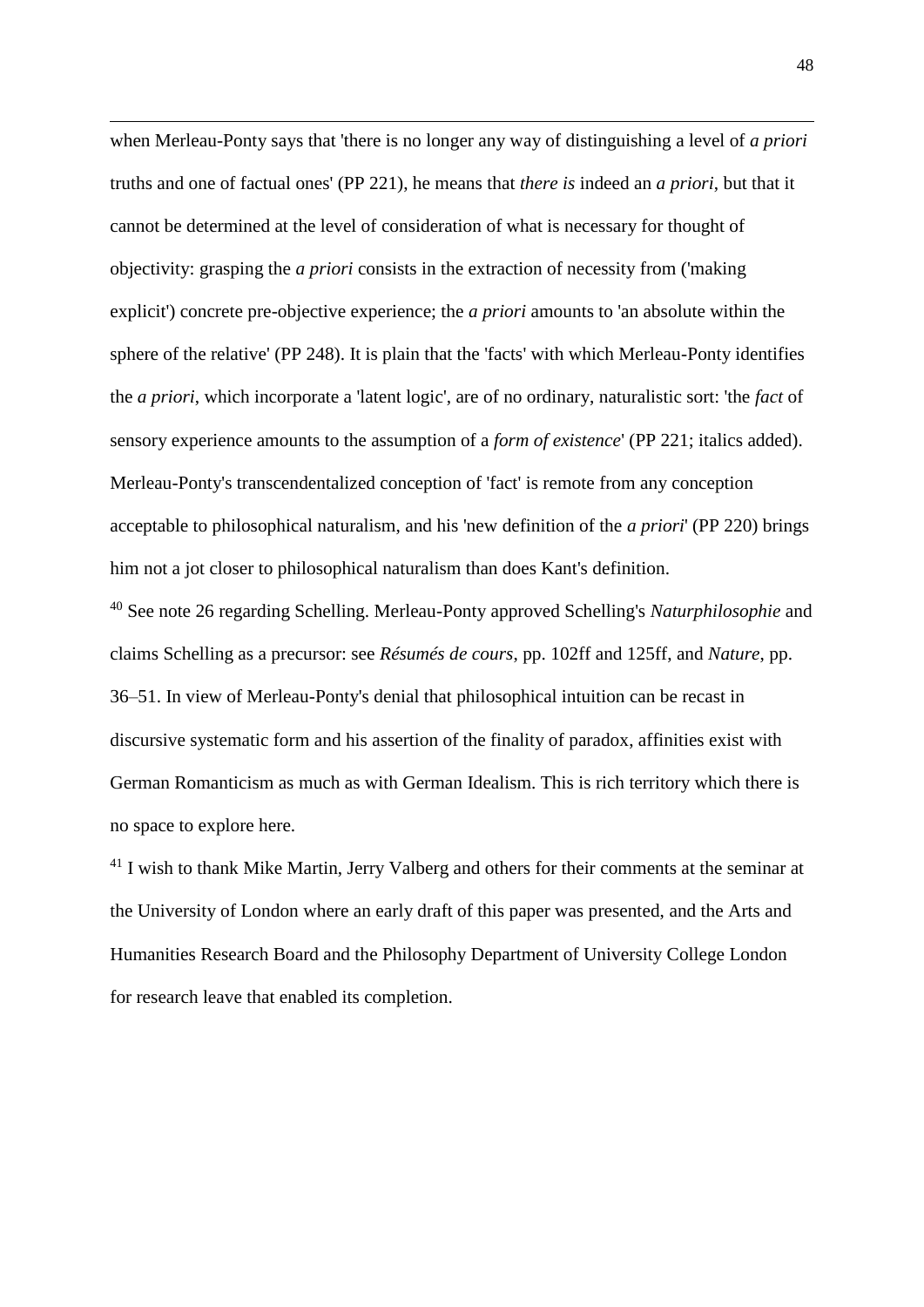when Merleau-Ponty says that 'there is no longer any way of distinguishing a level of *a priori* truths and one of factual ones' (PP 221), he means that *there is* indeed an *a priori*, but that it cannot be determined at the level of consideration of what is necessary for thought of objectivity: grasping the *a priori* consists in the extraction of necessity from ('making explicit') concrete pre-objective experience; the *a priori* amounts to 'an absolute within the sphere of the relative' (PP 248). It is plain that the 'facts' with which Merleau-Ponty identifies the *a priori*, which incorporate a 'latent logic', are of no ordinary, naturalistic sort: 'the *fact* of sensory experience amounts to the assumption of a *form of existence*' (PP 221; italics added). Merleau-Ponty's transcendentalized conception of 'fact' is remote from any conception acceptable to philosophical naturalism, and his 'new definition of the *a priori*' (PP 220) brings him not a jot closer to philosophical naturalism than does Kant's definition.

[40] See note 26 regarding Schelling. Merleau-Ponty approved Schelling's *Naturphilosophie* and claims Schelling as a precursor: see *Résumés de cours*, pp. 102ff and 125ff, and *Nature*, pp. 36–51. In view of Merleau-Ponty's denial that philosophical intuition can be recast in discursive systematic form and his assertion of the finality of paradox, affinities exist with German Romanticism as much as with German Idealism. This is rich territory which there is no space to explore here.

[41] I wish to thank Mike Martin, Jerry Valberg and others for their comments at the seminar at the University of London where an early draft of this paper was presented, and the Arts and Humanities Research Board and the Philosophy Department of University College London for research leave that enabled its completion.